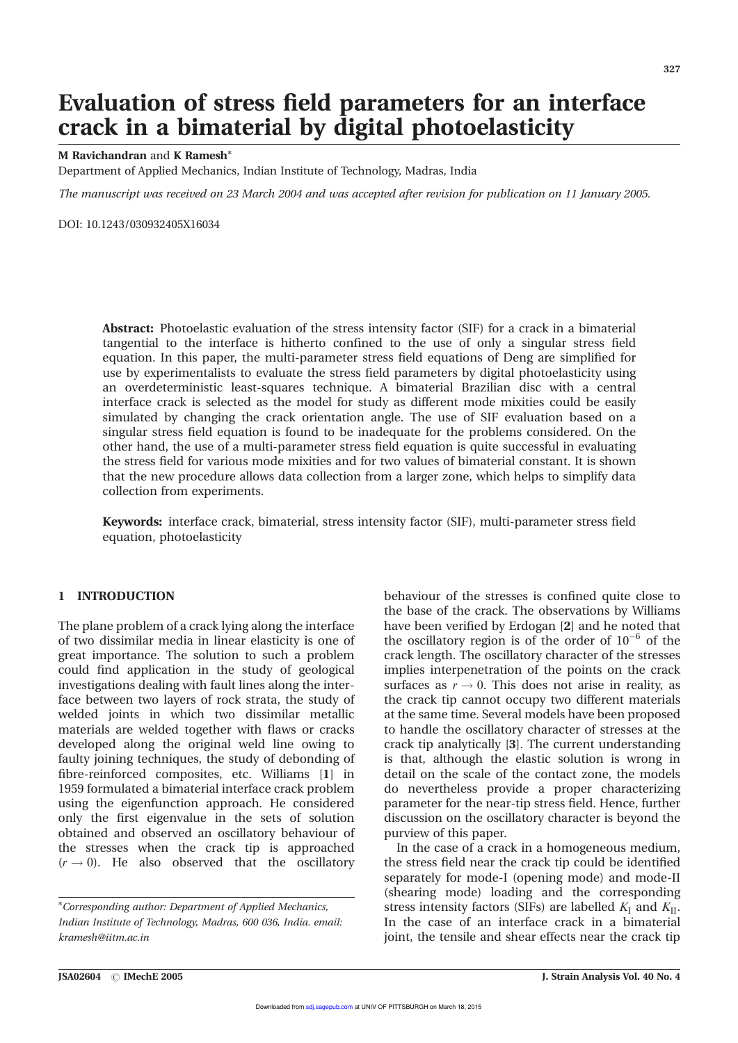# Evaluation of stress field parameters for an interface crack in a bimaterial by digital photoelasticity

**M Ravichandran** and **K Ramesh***

Department of Applied Mechanics, Indian Institute of Technology, Madras, India

*The manuscript was received on 23 March 2004 and was accepted after revision for publication on 11 January 2005.*

DOI: 10.1243/030932405X16034

**Abstract:** Photoelastic evaluation of the stress intensity factor (SIF) for a crack in a bimaterial tangential to the interface is hitherto confined to the use of only a singular stress field equation. In this paper, the multi-parameter stress field equations of Deng are simplified for use by experimentalists to evaluate the stress field parameters by digital photoelasticity using an overdeterministic least-squares technique. A bimaterial Brazilian disc with a central interface crack is selected as the model for study as different mode mixities could be easily simulated by changing the crack orientation angle. The use of SIF evaluation based on a singular stress field equation is found to be inadequate for the problems considered. On the other hand, the use of a multi-parameter stress field equation is quite successful in evaluating the stress field for various mode mixities and for two values of bimaterial constant. It is shown that the new procedure allows data collection from a larger zone, which helps to simplify data collection from experiments.

**Keywords:** interface crack, bimaterial, stress intensity factor (SIF), multi-parameter stress field equation, photoelasticity

## 1 INTRODUCTION

The plane problem of a crack lying along the interface of two dissimilar media in linear elasticity is one of great importance. The solution to such a problem could find application in the study of geological investigations dealing with fault lines along the interface between two layers of rock strata, the study of welded joints in which two dissimilar metallic materials are welded together with flaws or cracks developed along the original weld line owing to faulty joining techniques, the study of debonding of fibre-reinforced composites, etc. Williams [**1**] in 1959 formulated a bimaterial interface crack problem using the eigenfunction approach. He considered only the first eigenvalue in the sets of solution obtained and observed an oscillatory behaviour of the stresses when the crack tip is approached ($r \rightarrow 0$). He also observed that the oscillatory behaviour of the stresses is confined quite close to the base of the crack. The observations by Williams have been verified by Erdogan [**2**] and he noted that the oscillatory region is of the order of $10^{-6}$ of the crack length. The oscillatory character of the stresses implies interpenetration of the points on the crack surfaces as $r \rightarrow 0$. This does not arise in reality, as the crack tip cannot occupy two different materials at the same time. Several models have been proposed to handle the oscillatory character of stresses at the crack tip analytically [**3**]. The current understanding is that, although the elastic solution is wrong in detail on the scale of the contact zone, the models do nevertheless provide a proper characterizing parameter for the near-tip stress field. Hence, further discussion on the oscillatory character is beyond the purview of this paper.

In the case of a crack in a homogeneous medium, the stress field near the crack tip could be identified separately for mode-I (opening mode) and mode-II (shearing mode) loading and the corresponding stress intensity factors (SIFs) are labelled $K_{\mathrm{I}}$ and $K_{\mathrm{II}}$. In the case of an interface crack in a bimaterial joint, the tensile and shear effects near the crack tip

*Corresponding author: Department of Applied Mechanics, Indian Institute of Technology, Madras, 600 036, India. email: kramesh@iitm.ac.in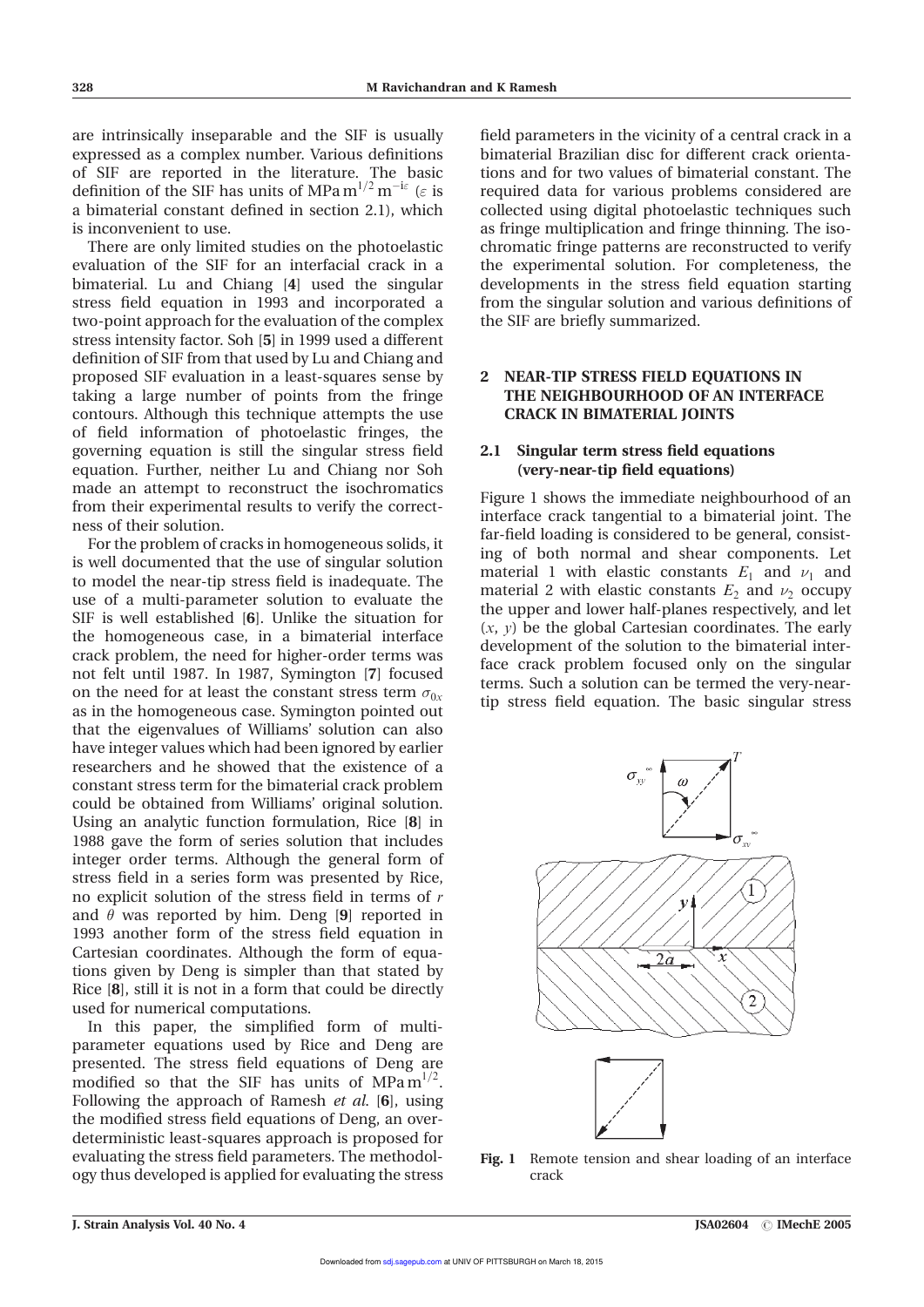are intrinsically inseparable and the SIF is usually expressed as a complex number. Various definitions of SIF are reported in the literature. The basic definition of the SIF has units of $\text{MPa}\,\text{m}^{1/2}\,\text{m}^{-i\varepsilon}$ ($\varepsilon$ is a bimaterial constant defined in section 2.1), which is inconvenient to use.

There are only limited studies on the photoelastic evaluation of the SIF for an interfacial crack in a bimaterial. Lu and Chiang [**4**] used the singular stress field equation in 1993 and incorporated a two-point approach for the evaluation of the complex stress intensity factor. Soh [**5**] in 1999 used a different definition of SIF from that used by Lu and Chiang and proposed SIF evaluation in a least-squares sense by taking a large number of points from the fringe contours. Although this technique attempts the use of field information of photoelastic fringes, the governing equation is still the singular stress field equation. Further, neither Lu and Chiang nor Soh made an attempt to reconstruct the isochromatics from their experimental results to verify the correctness of their solution.

For the problem of cracks in homogeneous solids, it is well documented that the use of singular solution to model the near-tip stress field is inadequate. The use of a multi-parameter solution to evaluate the SIF is well established [**6**]. Unlike the situation for the homogeneous case, in a bimaterial interface crack problem, the need for higher-order terms was not felt until 1987. In 1987, Symington [**7**] focused on the need for at least the constant stress term $\sigma_{0x}$ as in the homogeneous case. Symington pointed out that the eigenvalues of Williams' solution can also have integer values which had been ignored by earlier researchers and he showed that the existence of a constant stress term for the bimaterial crack problem could be obtained from Williams' original solution. Using an analytic function formulation, Rice [**8**] in 1988 gave the form of series solution that includes integer order terms. Although the general form of stress field in a series form was presented by Rice, no explicit solution of the stress field in terms of $r$ and $\theta$ was reported by him. Deng [**9**] reported in 1993 another form of the stress field equation in Cartesian coordinates. Although the form of equations given by Deng is simpler than that stated by Rice [**8**], still it is not in a form that could be directly used for numerical computations.

In this paper, the simplified form of multi-parameter equations used by Rice and Deng are presented. The stress field equations of Deng are modified so that the SIF has units of $\text{MPa}\,\text{m}^{1/2}$. Following the approach of Ramesh *et al.* [**6**], using the modified stress field equations of Deng, an over-deterministic least-squares approach is proposed for evaluating the stress field parameters. The methodology thus developed is applied for evaluating the stress field parameters in the vicinity of a central crack in a bimaterial Brazilian disc for different crack orientations and for two values of bimaterial constant. The required data for various problems considered are collected using digital photoelastic techniques such as fringe multiplication and fringe thinning. The isochromatic fringe patterns are reconstructed to verify the experimental solution. For completeness, the developments in the stress field equation starting from the singular solution and various definitions of the SIF are briefly summarized.

## 2 NEAR-TIP STRESS FIELD EQUATIONS IN THE NEIGHBOURHOOD OF AN INTERFACE CRACK IN BIMATERIAL JOINTS

### 2.1 Singular term stress field equations (very-near-tip field equations)

Figure 1 shows the immediate neighbourhood of an interface crack tangential to a bimaterial joint. The far-field loading is considered to be general, consisting of both normal and shear components. Let material 1 with elastic constants $E_1$ and $\nu_1$ and material 2 with elastic constants $E_2$ and $\nu_2$ occupy the upper and lower half-planes respectively, and let $(x, y)$ be the global Cartesian coordinates. The early development of the solution to the bimaterial interface crack problem focused only on the singular terms. Such a solution can be termed the very-near-tip stress field equation. The basic singular stress

**Fig. 1** Remote tension and shear loading of an interface crack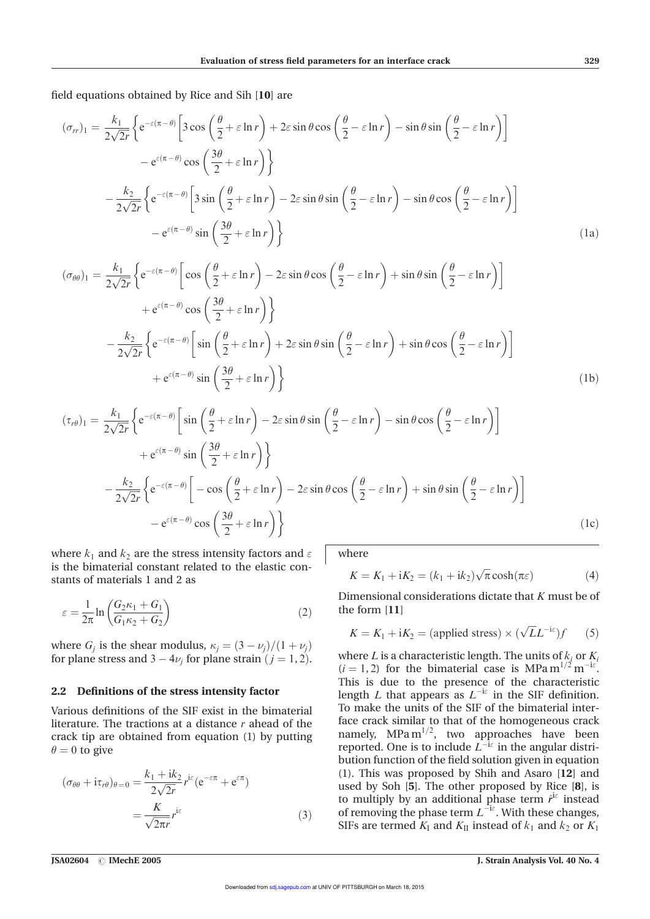field equations obtained by Rice and Sih [10] are

$$
\begin{aligned}
(\sigma_{rr})_1 = \frac{k_1}{2\sqrt{2r}} &\left\{ \mathrm{e}^{-\varepsilon(\pi-\theta)} \left[ 3\cos\left(\frac{\theta}{2}+\varepsilon\ln r\right) + 2\varepsilon\sin\theta\cos\left(\frac{\theta}{2}-\varepsilon\ln r\right) - \sin\theta\sin\left(\frac{\theta}{2}-\varepsilon\ln r\right) \right] \right. \\
&\left. - \mathrm{e}^{\varepsilon(\pi-\theta)}\cos\left(\frac{3\theta}{2}+\varepsilon\ln r\right) \right\} \\
- \frac{k_2}{2\sqrt{2r}} &\left\{ \mathrm{e}^{-\varepsilon(\pi-\theta)} \left[ 3\sin\left(\frac{\theta}{2}+\varepsilon\ln r\right) - 2\varepsilon\sin\theta\sin\left(\frac{\theta}{2}-\varepsilon\ln r\right) - \sin\theta\cos\left(\frac{\theta}{2}-\varepsilon\ln r\right) \right] \right. \\
&\left. - \mathrm{e}^{\varepsilon(\pi-\theta)}\sin\left(\frac{3\theta}{2}+\varepsilon\ln r\right) \right\}
\end{aligned}
\tag{1a}
$$

$$
\begin{aligned}
(\sigma_{\theta\theta})_1 = \frac{k_1}{2\sqrt{2r}} &\left\{ \mathrm{e}^{-\varepsilon(\pi-\theta)} \left[ \cos\left(\frac{\theta}{2}+\varepsilon\ln r\right) - 2\varepsilon\sin\theta\cos\left(\frac{\theta}{2}-\varepsilon\ln r\right) + \sin\theta\sin\left(\frac{\theta}{2}-\varepsilon\ln r\right) \right] \right. \\
&\left. + \mathrm{e}^{\varepsilon(\pi-\theta)}\cos\left(\frac{3\theta}{2}+\varepsilon\ln r\right) \right\} \\
- \frac{k_2}{2\sqrt{2r}} &\left\{ \mathrm{e}^{-\varepsilon(\pi-\theta)} \left[ \sin\left(\frac{\theta}{2}+\varepsilon\ln r\right) + 2\varepsilon\sin\theta\sin\left(\frac{\theta}{2}-\varepsilon\ln r\right) + \sin\theta\cos\left(\frac{\theta}{2}-\varepsilon\ln r\right) \right] \right. \\
&\left. + \mathrm{e}^{\varepsilon(\pi-\theta)}\sin\left(\frac{3\theta}{2}+\varepsilon\ln r\right) \right\}
\end{aligned}
\tag{1b}
$$

$$
\begin{aligned}
(\tau_{r\theta})_1 = \frac{k_1}{2\sqrt{2r}} &\left\{ \mathrm{e}^{-\varepsilon(\pi-\theta)} \left[ \sin\left(\frac{\theta}{2}+\varepsilon\ln r\right) - 2\varepsilon\sin\theta\sin\left(\frac{\theta}{2}-\varepsilon\ln r\right) - \sin\theta\cos\left(\frac{\theta}{2}-\varepsilon\ln r\right) \right] \right. \\
&\left. + \mathrm{e}^{\varepsilon(\pi-\theta)}\sin\left(\frac{3\theta}{2}+\varepsilon\ln r\right) \right\} \\
- \frac{k_2}{2\sqrt{2r}} &\left\{ \mathrm{e}^{-\varepsilon(\pi-\theta)} \left[ -\cos\left(\frac{\theta}{2}+\varepsilon\ln r\right) - 2\varepsilon\sin\theta\cos\left(\frac{\theta}{2}-\varepsilon\ln r\right) + \sin\theta\sin\left(\frac{\theta}{2}-\varepsilon\ln r\right) \right] \right. \\
&\left. - \mathrm{e}^{\varepsilon(\pi-\theta)}\cos\left(\frac{3\theta}{2}+\varepsilon\ln r\right) \right\}
\end{aligned}
\tag{1c}
$$

where $k_1$ and $k_2$ are the stress intensity factors and $\varepsilon$ is the bimaterial constant related to the elastic constants of materials 1 and 2 as

$$
\varepsilon = \frac{1}{2\pi}\ln\left(\frac{G_2\kappa_1 + G_1}{G_1\kappa_2 + G_2}\right) \tag{2}
$$

where $G_j$ is the shear modulus, $\kappa_j = (3-\nu_j)/(1+\nu_j)$ for plane stress and $3 - 4\nu_j$ for plane strain ($j = 1, 2$).

### 2.2 Definitions of the stress intensity factor

Various definitions of the SIF exist in the bimaterial literature. The tractions at a distance $r$ ahead of the crack tip are obtained from equation (1) by putting $\theta = 0$ to give

$$
\begin{aligned}
(\sigma_{\theta\theta} + \mathrm{i}\tau_{r\theta})_{\theta=0} &= \frac{k_1 + \mathrm{i}k_2}{2\sqrt{2r}} r^{\mathrm{i}\varepsilon}(\mathrm{e}^{-\varepsilon\pi} + \mathrm{e}^{\varepsilon\pi}) \\
&= \frac{K}{\sqrt{2\pi r}} r^{\mathrm{i}\varepsilon}
\end{aligned}
\tag{3}
$$

where

$$
K = K_1 + \mathrm{i}K_2 = (k_1 + \mathrm{i}k_2)\sqrt{\pi}\cosh(\pi\varepsilon) \tag{4}
$$

Dimensional considerations dictate that $K$ must be of the form [11]

$$
K = K_1 + \mathrm{i}K_2 = (\text{applied stress}) \times (\sqrt{L}L^{-\mathrm{i}\varepsilon})f \tag{5}
$$

where $L$ is a characteristic length. The units of $k_j$ or $K_i$ ($i = 1, 2$) for the bimaterial case is $\mathrm{MPa\,m^{1/2}\,m^{-i\varepsilon}}$. This is due to the presence of the characteristic length $L$ that appears as $L^{-\mathrm{i}\varepsilon}$ in the SIF definition. To make the units of the SIF of the bimaterial interface crack similar to that of the homogeneous crack namely, $\mathrm{MPa\,m^{1/2}}$, two approaches have been reported. One is to include $L^{-\mathrm{i}\varepsilon}$ in the angular distribution function of the field solution given in equation (1). This was proposed by Shih and Asaro [12] and used by Soh [5]. The other proposed by Rice [8], is to multiply by an additional phase term $\hat{r}^{\mathrm{i}\varepsilon}$ instead of removing the phase term $L^{-\mathrm{i}\varepsilon}$. With these changes, SIFs are termed $K_{\mathrm{I}}$ and $K_{\mathrm{II}}$ instead of $k_1$ and $k_2$ or $K_1$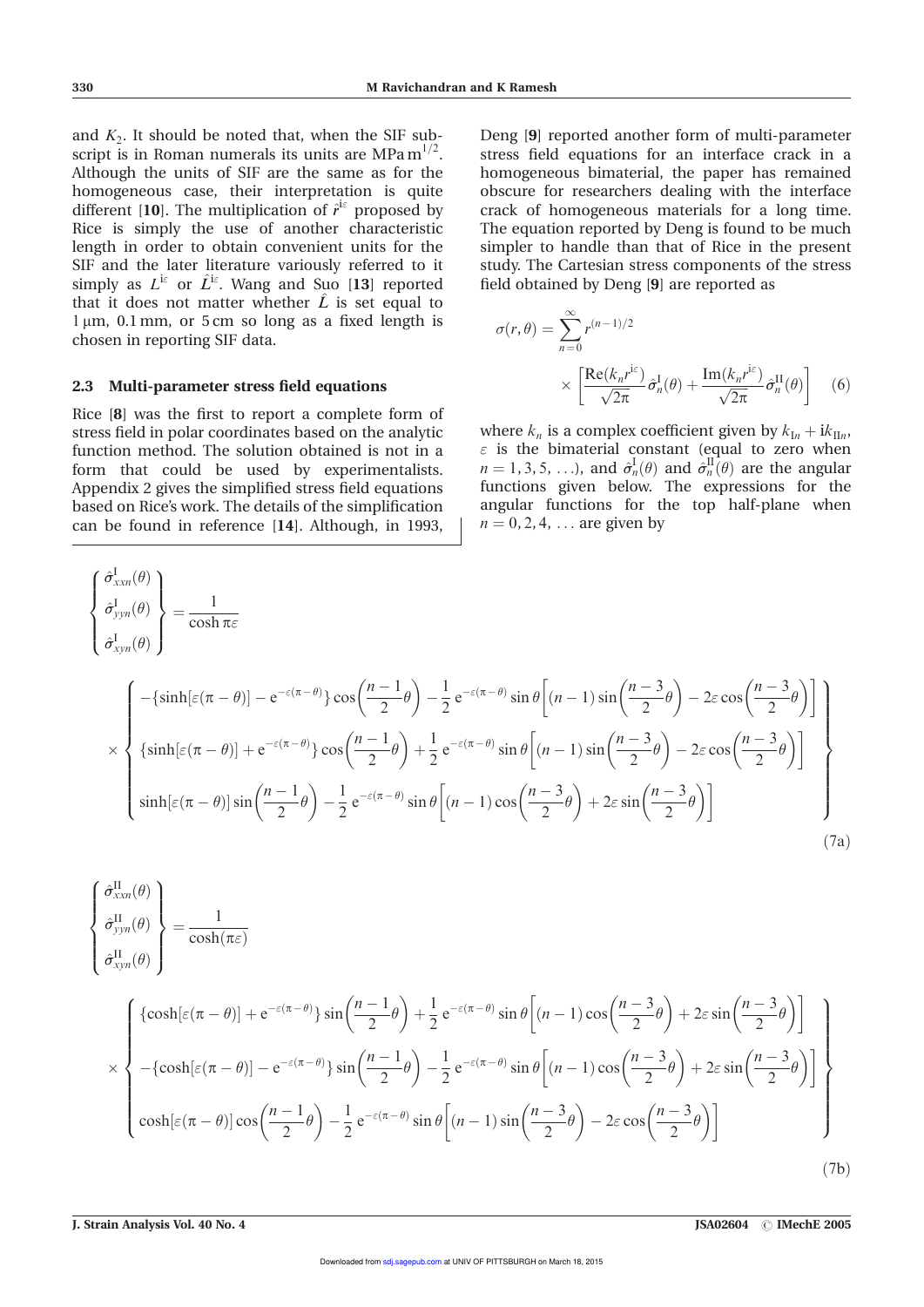and $K_2$. It should be noted that, when the SIF subscript is in Roman numerals its units are $\mathrm{MPa\,m^{1/2}}$. Although the units of SIF are the same as for the homogeneous case, their interpretation is quite different [10]. The multiplication of $\hat{r}^{\mathrm{i}\varepsilon}$ proposed by Rice is simply the use of another characteristic length in order to obtain convenient units for the SIF and the later literature variously referred to it simply as $L^{\mathrm{i}\varepsilon}$ or $\hat{L}^{\mathrm{i}\varepsilon}$. Wang and Suo [13] reported that it does not matter whether $\hat{L}$ is set equal to 1 μm, 0.1 mm, or 5 cm so long as a fixed length is chosen in reporting SIF data.

### 2.3 Multi-parameter stress field equations

Rice [8] was the first to report a complete form of stress field in polar coordinates based on the analytic function method. The solution obtained is not in a form that could be used by experimentalists. Appendix 2 gives the simplified stress field equations based on Rice's work. The details of the simplification can be found in reference [14]. Although, in 1993, Deng [9] reported another form of multi-parameter stress field equations for an interface crack in a homogeneous bimaterial, the paper has remained obscure for researchers dealing with the interface crack of homogeneous materials for a long time. The equation reported by Deng is found to be much simpler to handle than that of Rice in the present study. The Cartesian stress components of the stress field obtained by Deng [9] are reported as

$$
\sigma(r,\theta)=\sum_{n=0}^{\infty} r^{(n-1)/2}\times\left[\frac{\mathrm{Re}(k_n r^{\mathrm{i}\varepsilon})}{\sqrt{2\pi}}\hat{\sigma}_n^{\mathrm{I}}(\theta)+\frac{\mathrm{Im}(k_n r^{\mathrm{i}\varepsilon})}{\sqrt{2\pi}}\hat{\sigma}_n^{\mathrm{II}}(\theta)\right] \tag{6}
$$

where $k_n$ is a complex coefficient given by $k_{\mathrm{I}n}+\mathrm{i}k_{\mathrm{II}n}$, $\varepsilon$ is the bimaterial constant (equal to zero when $n=1,3,5,\ldots$), and $\hat{\sigma}_n^{\mathrm{I}}(\theta)$ and $\hat{\sigma}_n^{\mathrm{II}}(\theta)$ are the angular functions given below. The expressions for the angular functions for the top half-plane when $n=0,2,4,\ldots$ are given by

$$
\begin{Bmatrix}\hat{\sigma}_{xxn}^{\mathrm{I}}(\theta)\\ \hat{\sigma}_{yyn}^{\mathrm{I}}(\theta)\\ \hat{\sigma}_{xyn}^{\mathrm{I}}(\theta)\end{Bmatrix}=\frac{1}{\cosh\pi\varepsilon}
\times\begin{Bmatrix}
-\{\sinh[\varepsilon(\pi-\theta)]-\mathrm{e}^{-\varepsilon(\pi-\theta)}\}\cos\left(\frac{n-1}{2}\theta\right)-\frac{1}{2}\,\mathrm{e}^{-\varepsilon(\pi-\theta)}\sin\theta\left[(n-1)\sin\left(\frac{n-3}{2}\theta\right)-2\varepsilon\cos\left(\frac{n-3}{2}\theta\right)\right]\\
\{\sinh[\varepsilon(\pi-\theta)]+\mathrm{e}^{-\varepsilon(\pi-\theta)}\}\cos\left(\frac{n-1}{2}\theta\right)+\frac{1}{2}\,\mathrm{e}^{-\varepsilon(\pi-\theta)}\sin\theta\left[(n-1)\sin\left(\frac{n-3}{2}\theta\right)-2\varepsilon\cos\left(\frac{n-3}{2}\theta\right)\right]\\
\sinh[\varepsilon(\pi-\theta)]\sin\left(\frac{n-1}{2}\theta\right)-\frac{1}{2}\,\mathrm{e}^{-\varepsilon(\pi-\theta)}\sin\theta\left[(n-1)\cos\left(\frac{n-3}{2}\theta\right)+2\varepsilon\sin\left(\frac{n-3}{2}\theta\right)\right]
\end{Bmatrix} \tag{7a}
$$

$$
\begin{Bmatrix}\hat{\sigma}_{xxn}^{\mathrm{II}}(\theta)\\ \hat{\sigma}_{yyn}^{\mathrm{II}}(\theta)\\ \hat{\sigma}_{xyn}^{\mathrm{II}}(\theta)\end{Bmatrix}=\frac{1}{\cosh(\pi\varepsilon)}
\times\begin{Bmatrix}
\{\cosh[\varepsilon(\pi-\theta)]+\mathrm{e}^{-\varepsilon(\pi-\theta)}\}\sin\left(\frac{n-1}{2}\theta\right)+\frac{1}{2}\,\mathrm{e}^{-\varepsilon(\pi-\theta)}\sin\theta\left[(n-1)\cos\left(\frac{n-3}{2}\theta\right)+2\varepsilon\sin\left(\frac{n-3}{2}\theta\right)\right]\\
-\{\cosh[\varepsilon(\pi-\theta)]-\mathrm{e}^{-\varepsilon(\pi-\theta)}\}\sin\left(\frac{n-1}{2}\theta\right)-\frac{1}{2}\,\mathrm{e}^{-\varepsilon(\pi-\theta)}\sin\theta\left[(n-1)\cos\left(\frac{n-3}{2}\theta\right)+2\varepsilon\sin\left(\frac{n-3}{2}\theta\right)\right]\\
\cosh[\varepsilon(\pi-\theta)]\cos\left(\frac{n-1}{2}\theta\right)-\frac{1}{2}\,\mathrm{e}^{-\varepsilon(\pi-\theta)}\sin\theta\left[(n-1)\sin\left(\frac{n-3}{2}\theta\right)-2\varepsilon\cos\left(\frac{n-3}{2}\theta\right)\right]
\end{Bmatrix} \tag{7b}
$$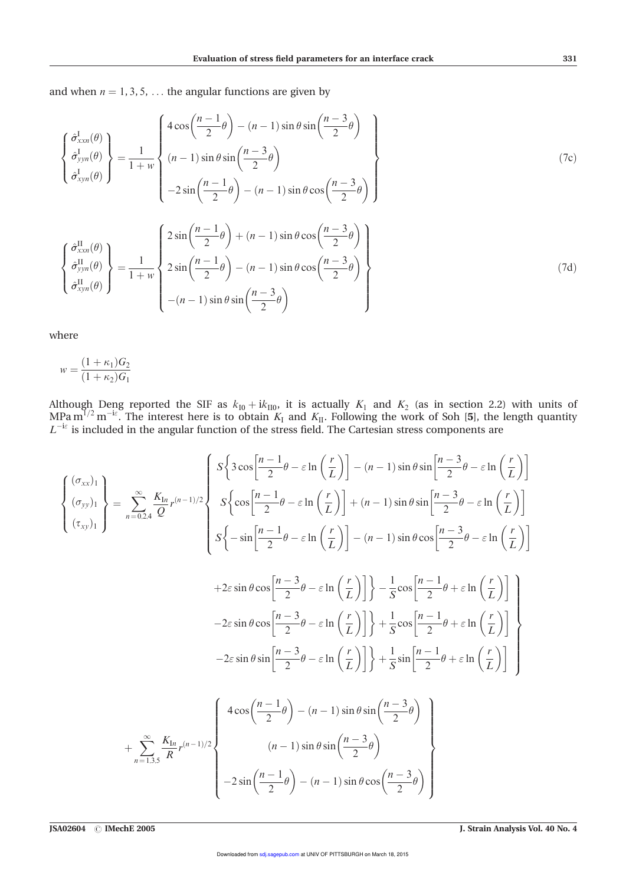and when $n = 1, 3, 5, \ldots$ the angular functions are given by

$$
\begin{Bmatrix} \hat{\sigma}^{\mathrm{I}}_{xxn}(\theta) \\ \hat{\sigma}^{\mathrm{I}}_{yyn}(\theta) \\ \hat{\sigma}^{\mathrm{I}}_{xyn}(\theta) \end{Bmatrix} = \frac{1}{1+w} \begin{Bmatrix} 4\cos\left(\dfrac{n-1}{2}\theta\right) - (n-1)\sin\theta\sin\left(\dfrac{n-3}{2}\theta\right) \\ (n-1)\sin\theta\sin\left(\dfrac{n-3}{2}\theta\right) \\ -2\sin\left(\dfrac{n-1}{2}\theta\right) - (n-1)\sin\theta\cos\left(\dfrac{n-3}{2}\theta\right) \end{Bmatrix} \tag{7c}
$$

$$
\begin{Bmatrix} \hat{\sigma}^{\mathrm{II}}_{xxn}(\theta) \\ \hat{\sigma}^{\mathrm{II}}_{yyn}(\theta) \\ \hat{\sigma}^{\mathrm{II}}_{xyn}(\theta) \end{Bmatrix} = \frac{1}{1+w} \begin{Bmatrix} 2\sin\left(\dfrac{n-1}{2}\theta\right) + (n-1)\sin\theta\cos\left(\dfrac{n-3}{2}\theta\right) \\ 2\sin\left(\dfrac{n-1}{2}\theta\right) - (n-1)\sin\theta\cos\left(\dfrac{n-3}{2}\theta\right) \\ -(n-1)\sin\theta\sin\left(\dfrac{n-3}{2}\theta\right) \end{Bmatrix} \tag{7d}
$$

where

$$
w = \frac{(1+\kappa_1)G_2}{(1+\kappa_2)G_1}
$$

Although Deng reported the SIF as $k_{\mathrm{I}0} + \mathrm{i}k_{\mathrm{II}0}$, it is actually $K_1$ and $K_2$ (as in section 2.2) with units of $\mathrm{MPa\,m}^{1/2}\,\mathrm{m}^{-\mathrm{i}\varepsilon}$. The interest here is to obtain $K_{\mathrm{I}}$ and $K_{\mathrm{II}}$. Following the work of Soh [**5**], the length quantity $L^{-\mathrm{i}\varepsilon}$ is included in the angular function of the stress field. The Cartesian stress components are

$$
\begin{aligned}
\begin{Bmatrix} (\sigma_{xx})_1 \\ (\sigma_{yy})_1 \\ (\tau_{xy})_1 \end{Bmatrix} = \sum_{n=0,2,4}^{\infty} \frac{K_{\mathrm{I}n}}{Q} r^{(n-1)/2}
\begin{Bmatrix}
S\left\{3\cos\left[\dfrac{n-1}{2}\theta - \varepsilon\ln\left(\dfrac{r}{L}\right)\right] - (n-1)\sin\theta\sin\left[\dfrac{n-3}{2}\theta - \varepsilon\ln\left(\dfrac{r}{L}\right)\right]\right. \\
S\left\{\cos\left[\dfrac{n-1}{2}\theta - \varepsilon\ln\left(\dfrac{r}{L}\right)\right] + (n-1)\sin\theta\sin\left[\dfrac{n-3}{2}\theta - \varepsilon\ln\left(\dfrac{r}{L}\right)\right]\right. \\
S\left\{-\sin\left[\dfrac{n-1}{2}\theta - \varepsilon\ln\left(\dfrac{r}{L}\right)\right] - (n-1)\sin\theta\cos\left[\dfrac{n-3}{2}\theta - \varepsilon\ln\left(\dfrac{r}{L}\right)\right]\right.
\end{Bmatrix} \\
\begin{Bmatrix}
\left. +2\varepsilon\sin\theta\cos\left[\dfrac{n-3}{2}\theta - \varepsilon\ln\left(\dfrac{r}{L}\right)\right]\right\} - \dfrac{1}{S}\cos\left[\dfrac{n-1}{2}\theta + \varepsilon\ln\left(\dfrac{r}{L}\right)\right] \\
\left. -2\varepsilon\sin\theta\cos\left[\dfrac{n-3}{2}\theta - \varepsilon\ln\left(\dfrac{r}{L}\right)\right]\right\} + \dfrac{1}{S}\cos\left[\dfrac{n-1}{2}\theta + \varepsilon\ln\left(\dfrac{r}{L}\right)\right] \\
\left. -2\varepsilon\sin\theta\sin\left[\dfrac{n-3}{2}\theta - \varepsilon\ln\left(\dfrac{r}{L}\right)\right]\right\} + \dfrac{1}{S}\sin\left[\dfrac{n-1}{2}\theta + \varepsilon\ln\left(\dfrac{r}{L}\right)\right]
\end{Bmatrix} \\
+ \sum_{n=1,3,5}^{\infty} \frac{K_{\mathrm{I}n}}{R} r^{(n-1)/2}
\begin{Bmatrix}
4\cos\left(\dfrac{n-1}{2}\theta\right) - (n-1)\sin\theta\sin\left(\dfrac{n-3}{2}\theta\right) \\
(n-1)\sin\theta\sin\left(\dfrac{n-3}{2}\theta\right) \\
-2\sin\left(\dfrac{n-1}{2}\theta\right) - (n-1)\sin\theta\cos\left(\dfrac{n-3}{2}\theta\right)
\end{Bmatrix}
\end{aligned}
$$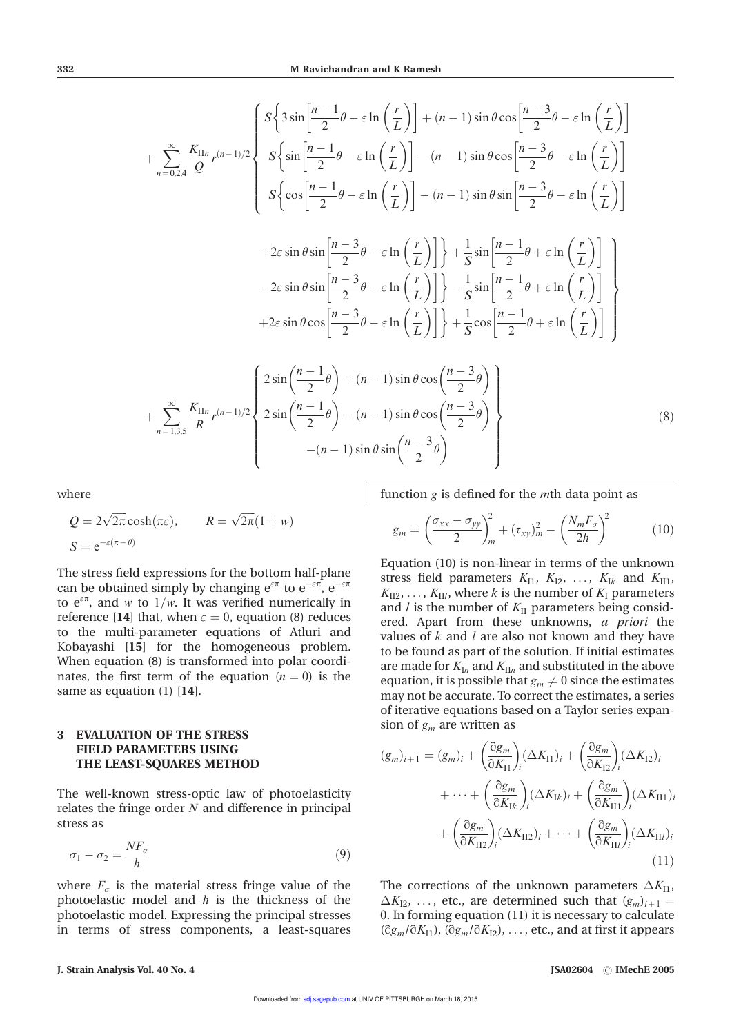$$
+ \sum_{n=0,2,4}^{\infty} \frac{K_{\mathrm{II}n}}{Q} r^{(n-1)/2} \left\{ \begin{array}{l} S\left\{3\sin\left[\frac{n-1}{2}\theta - \varepsilon\ln\left(\frac{r}{L}\right)\right] + (n-1)\sin\theta\cos\left[\frac{n-3}{2}\theta - \varepsilon\ln\left(\frac{r}{L}\right)\right]\right. \\ S\left\{\sin\left[\frac{n-1}{2}\theta - \varepsilon\ln\left(\frac{r}{L}\right)\right] - (n-1)\sin\theta\cos\left[\frac{n-3}{2}\theta - \varepsilon\ln\left(\frac{r}{L}\right)\right]\right. \\ S\left\{\cos\left[\frac{n-1}{2}\theta - \varepsilon\ln\left(\frac{r}{L}\right)\right] - (n-1)\sin\theta\sin\left[\frac{n-3}{2}\theta - \varepsilon\ln\left(\frac{r}{L}\right)\right]\right. \end{array} \right.
$$

$$
\left. \begin{array}{l} \left. +2\varepsilon\sin\theta\sin\left[\frac{n-3}{2}\theta - \varepsilon\ln\left(\frac{r}{L}\right)\right]\right\} + \frac{1}{S}\sin\left[\frac{n-1}{2}\theta + \varepsilon\ln\left(\frac{r}{L}\right)\right] \\ \left. -2\varepsilon\sin\theta\sin\left[\frac{n-3}{2}\theta - \varepsilon\ln\left(\frac{r}{L}\right)\right]\right\} - \frac{1}{S}\sin\left[\frac{n-1}{2}\theta + \varepsilon\ln\left(\frac{r}{L}\right)\right] \\ \left. +2\varepsilon\sin\theta\cos\left[\frac{n-3}{2}\theta - \varepsilon\ln\left(\frac{r}{L}\right)\right]\right\} + \frac{1}{S}\cos\left[\frac{n-1}{2}\theta + \varepsilon\ln\left(\frac{r}{L}\right)\right] \end{array} \right\}
$$

$$
+ \sum_{n=1,3,5}^{\infty} \frac{K_{\mathrm{II}n}}{R} r^{(n-1)/2} \left\{ \begin{array}{c} 2\sin\left(\frac{n-1}{2}\theta\right) + (n-1)\sin\theta\cos\left(\frac{n-3}{2}\theta\right) \\ 2\sin\left(\frac{n-1}{2}\theta\right) - (n-1)\sin\theta\cos\left(\frac{n-3}{2}\theta\right) \\ -(n-1)\sin\theta\sin\left(\frac{n-3}{2}\theta\right) \end{array} \right\} \tag{8}
$$

where

$$
Q = 2\sqrt{2\pi}\cosh(\pi\varepsilon), \qquad R = \sqrt{2\pi}(1+w)
$$

$$
S = \mathrm{e}^{-\varepsilon(\pi-\theta)}
$$

The stress field expressions for the bottom half-plane can be obtained simply by changing $\mathrm{e}^{\varepsilon\pi}$ to $\mathrm{e}^{-\varepsilon\pi}$, $\mathrm{e}^{-\varepsilon\pi}$ to $\mathrm{e}^{\varepsilon\pi}$, and $w$ to $1/w$. It was verified numerically in reference [14] that, when $\varepsilon = 0$, equation (8) reduces to the multi-parameter equations of Atluri and Kobayashi [15] for the homogeneous problem. When equation (8) is transformed into polar coordinates, the first term of the equation ($n = 0$) is the same as equation (1) [14].

## 3 EVALUATION OF THE STRESS FIELD PARAMETERS USING THE LEAST-SQUARES METHOD

The well-known stress-optic law of photoelasticity relates the fringe order $N$ and difference in principal stress as

$$
\sigma_1 - \sigma_2 = \frac{NF_\sigma}{h} \tag{9}
$$

where $F_\sigma$ is the material stress fringe value of the photoelastic model and $h$ is the thickness of the photoelastic model. Expressing the principal stresses in terms of stress components, a least-squares function $g$ is defined for the $m$th data point as

$$
g_m = \left(\frac{\sigma_{xx} - \sigma_{yy}}{2}\right)_m^2 + (\tau_{xy})_m^2 - \left(\frac{N_m F_\sigma}{2h}\right)^2 \tag{10}
$$

Equation (10) is non-linear in terms of the unknown stress field parameters $K_{\mathrm{I}1}$, $K_{\mathrm{I}2}$, ..., $K_{\mathrm{I}k}$ and $K_{\mathrm{II}1}$, $K_{\mathrm{II}2}$, ..., $K_{\mathrm{II}l}$, where $k$ is the number of $K_{\mathrm{I}}$ parameters and $l$ is the number of $K_{\mathrm{II}}$ parameters being considered. Apart from these unknowns, *a priori* the values of $k$ and $l$ are also not known and they have to be found as part of the solution. If initial estimates are made for $K_{\mathrm{I}n}$ and $K_{\mathrm{II}n}$ and substituted in the above equation, it is possible that $g_m \neq 0$ since the estimates may not be accurate. To correct the estimates, a series of iterative equations based on a Taylor series expansion of $g_m$ are written as

$$
\begin{aligned}
(g_m)_{i+1} = (g_m)_i &+ \left(\frac{\partial g_m}{\partial K_{\mathrm{I}1}}\right)_i (\Delta K_{\mathrm{I}1})_i + \left(\frac{\partial g_m}{\partial K_{\mathrm{I}2}}\right)_i (\Delta K_{\mathrm{I}2})_i \\
&+ \cdots + \left(\frac{\partial g_m}{\partial K_{\mathrm{I}k}}\right)_i (\Delta K_{\mathrm{I}k})_i + \left(\frac{\partial g_m}{\partial K_{\mathrm{II}1}}\right)_i (\Delta K_{\mathrm{II}1})_i \\
&+ \left(\frac{\partial g_m}{\partial K_{\mathrm{II}2}}\right)_i (\Delta K_{\mathrm{II}2})_i + \cdots + \left(\frac{\partial g_m}{\partial K_{\mathrm{II}l}}\right)_i (\Delta K_{\mathrm{II}l})_i
\end{aligned} \tag{11}
$$

The corrections of the unknown parameters $\Delta K_{\mathrm{I}1}$, $\Delta K_{\mathrm{I}2}$, ..., etc., are determined such that $(g_m)_{i+1} = 0$. In forming equation (11) it is necessary to calculate $(\partial g_m/\partial K_{\mathrm{I}1})$, $(\partial g_m/\partial K_{\mathrm{I}2})$, ..., etc., and at first it appears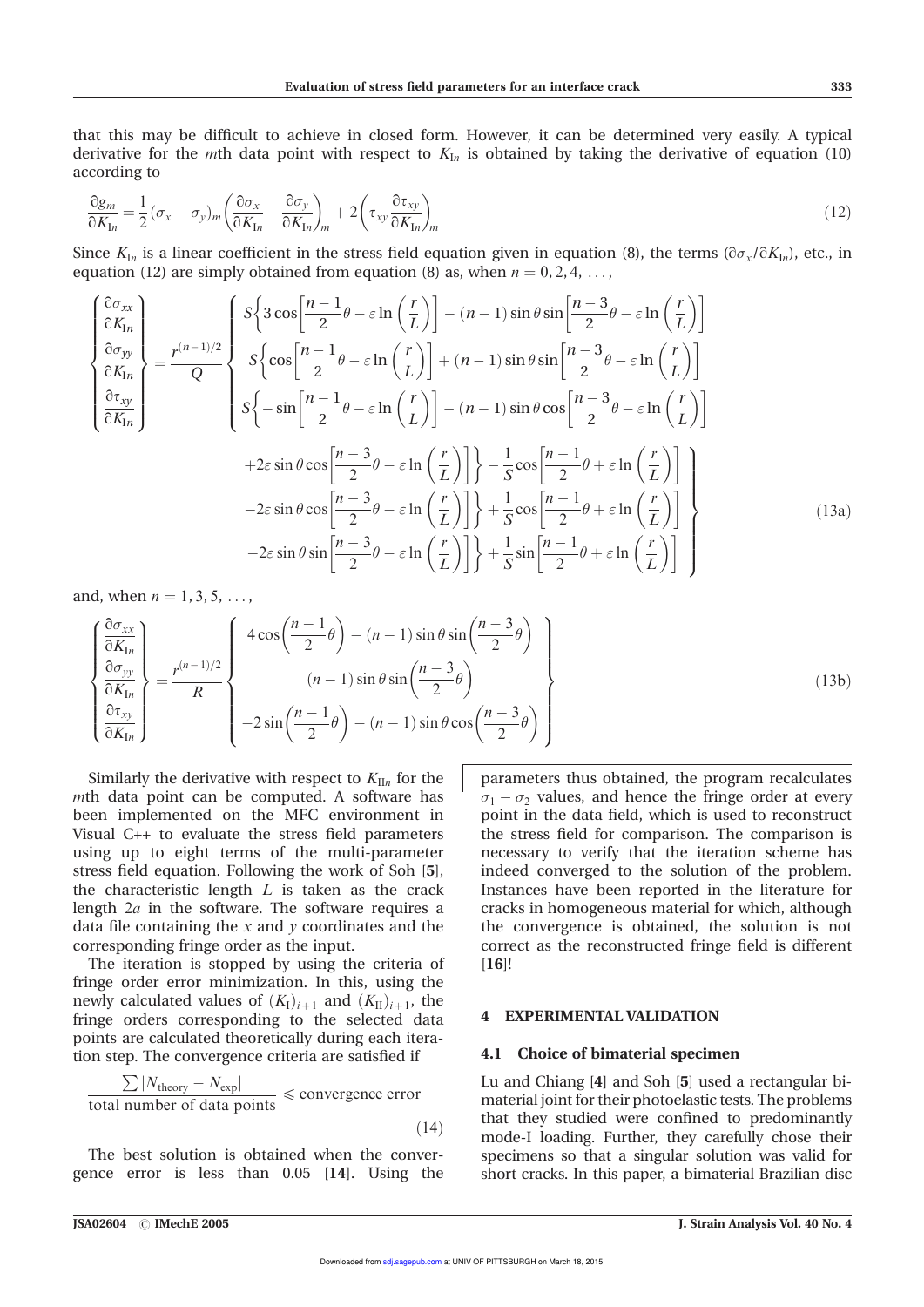that this may be difficult to achieve in closed form. However, it can be determined very easily. A typical derivative for the $m$th data point with respect to $K_{In}$ is obtained by taking the derivative of equation (10) according to

$$\frac{\partial g_m}{\partial K_{In}} = \frac{1}{2}(\sigma_x - \sigma_y)_m \left(\frac{\partial \sigma_x}{\partial K_{In}} - \frac{\partial \sigma_y}{\partial K_{In}}\right)_m + 2\left(\tau_{xy}\frac{\partial \tau_{xy}}{\partial K_{In}}\right)_m \tag{12}$$

Since $K_{In}$ is a linear coefficient in the stress field equation given in equation (8), the terms $(\partial \sigma_x/\partial K_{In})$, etc., in equation (12) are simply obtained from equation (8) as, when $n = 0, 2, 4, \ldots,$

$$\begin{Bmatrix} \dfrac{\partial \sigma_{xx}}{\partial K_{In}} \\ \dfrac{\partial \sigma_{yy}}{\partial K_{In}} \\ \dfrac{\partial \tau_{xy}}{\partial K_{In}} \end{Bmatrix} = \frac{r^{(n-1)/2}}{Q} \begin{Bmatrix} S\left\{3\cos\left[\dfrac{n-1}{2}\theta - \varepsilon \ln\left(\dfrac{r}{L}\right)\right] - (n-1)\sin\theta \sin\left[\dfrac{n-3}{2}\theta - \varepsilon\ln\left(\dfrac{r}{L}\right)\right] + 2\varepsilon \sin\theta\cos\left[\dfrac{n-3}{2}\theta - \varepsilon\ln\left(\dfrac{r}{L}\right)\right]\right\} - \dfrac{1}{S}\cos\left[\dfrac{n-1}{2}\theta + \varepsilon\ln\left(\dfrac{r}{L}\right)\right] \\ S\left\{\cos\left[\dfrac{n-1}{2}\theta - \varepsilon \ln\left(\dfrac{r}{L}\right)\right] + (n-1)\sin\theta \sin\left[\dfrac{n-3}{2}\theta - \varepsilon\ln\left(\dfrac{r}{L}\right)\right] - 2\varepsilon \sin\theta\cos\left[\dfrac{n-3}{2}\theta - \varepsilon\ln\left(\dfrac{r}{L}\right)\right]\right\} + \dfrac{1}{S}\cos\left[\dfrac{n-1}{2}\theta + \varepsilon\ln\left(\dfrac{r}{L}\right)\right] \\ S\left\{-\sin\left[\dfrac{n-1}{2}\theta - \varepsilon \ln\left(\dfrac{r}{L}\right)\right] - (n-1)\sin\theta \cos\left[\dfrac{n-3}{2}\theta - \varepsilon\ln\left(\dfrac{r}{L}\right)\right] - 2\varepsilon \sin\theta\sin\left[\dfrac{n-3}{2}\theta - \varepsilon\ln\left(\dfrac{r}{L}\right)\right]\right\} + \dfrac{1}{S}\sin\left[\dfrac{n-1}{2}\theta + \varepsilon\ln\left(\dfrac{r}{L}\right)\right] \end{Bmatrix} \tag{13a}$$

and, when $n = 1, 3, 5, \ldots,$

$$\begin{Bmatrix} \dfrac{\partial \sigma_{xx}}{\partial K_{In}} \\ \dfrac{\partial \sigma_{yy}}{\partial K_{In}} \\ \dfrac{\partial \tau_{xy}}{\partial K_{In}} \end{Bmatrix} = \frac{r^{(n-1)/2}}{R} \begin{Bmatrix} 4\cos\left(\dfrac{n-1}{2}\theta\right) - (n-1)\sin\theta\sin\left(\dfrac{n-3}{2}\theta\right) \\ (n-1)\sin\theta\sin\left(\dfrac{n-3}{2}\theta\right) \\ -2\sin\left(\dfrac{n-1}{2}\theta\right) - (n-1)\sin\theta\cos\left(\dfrac{n-3}{2}\theta\right) \end{Bmatrix} \tag{13b}$$

Similarly the derivative with respect to $K_{IIn}$ for the $m$th data point can be computed. A software has been implemented on the MFC environment in Visual C++ to evaluate the stress field parameters using up to eight terms of the multi-parameter stress field equation. Following the work of Soh [**5**], the characteristic length $L$ is taken as the crack length $2a$ in the software. The software requires a data file containing the $x$ and $y$ coordinates and the corresponding fringe order as the input.

The iteration is stopped by using the criteria of fringe order error minimization. In this, using the newly calculated values of $(K_I)_{i+1}$ and $(K_{II})_{i+1}$, the fringe orders corresponding to the selected data points are calculated theoretically during each iteration step. The convergence criteria are satisfied if

$$\frac{\sum |N_{\text{theory}} - N_{\text{exp}}|}{\text{total number of data points}} \leqslant \text{convergence error} \tag{14}$$

The best solution is obtained when the convergence error is less than 0.05 [**14**]. Using the parameters thus obtained, the program recalculates $\sigma_1 - \sigma_2$ values, and hence the fringe order at every point in the data field, which is used to reconstruct the stress field for comparison. The comparison is necessary to verify that the iteration scheme has indeed converged to the solution of the problem. Instances have been reported in the literature for cracks in homogeneous material for which, although the convergence is obtained, the solution is not correct as the reconstructed fringe field is different [**16**]!

## 4 EXPERIMENTAL VALIDATION

### 4.1 Choice of bimaterial specimen

Lu and Chiang [**4**] and Soh [**5**] used a rectangular bimaterial joint for their photoelastic tests. The problems that they studied were confined to predominantly mode-I loading. Further, they carefully chose their specimens so that a singular solution was valid for short cracks. In this paper, a bimaterial Brazilian disc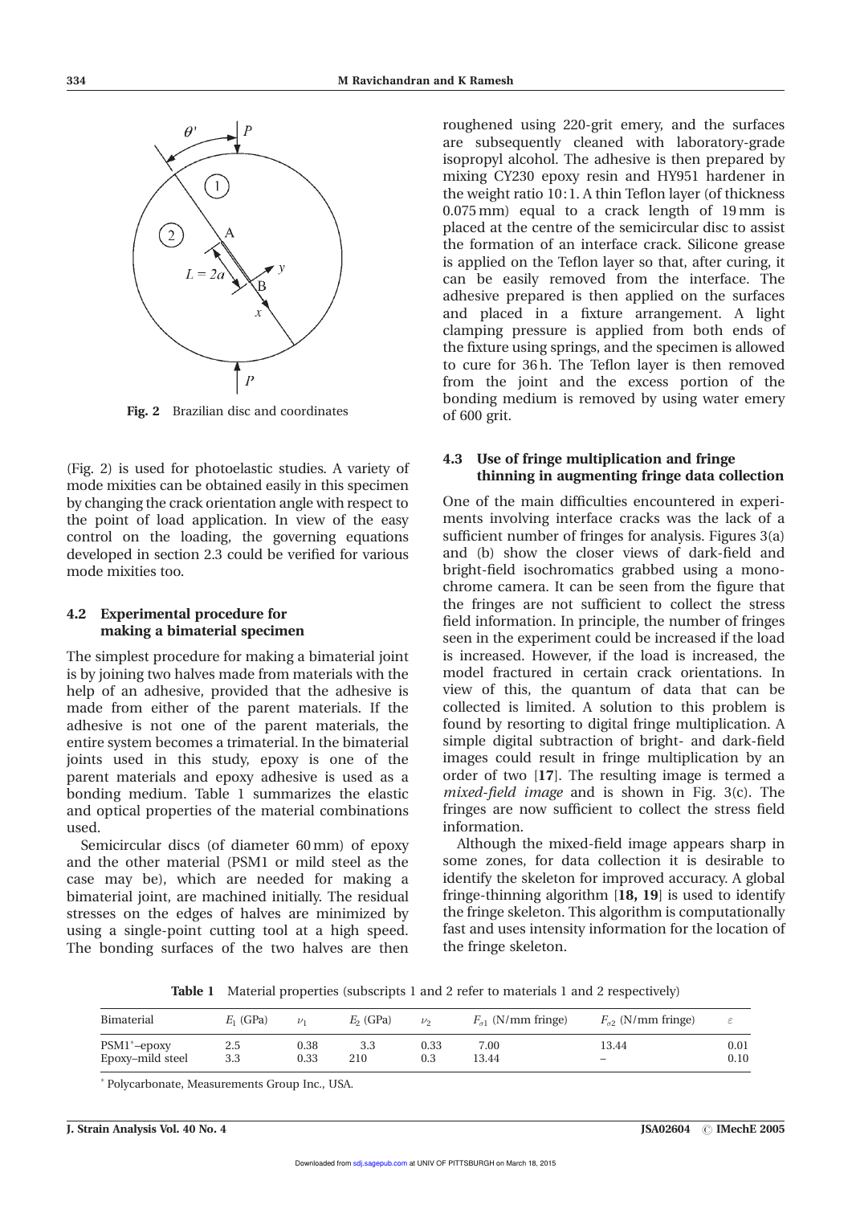Fig. 2 Brazilian disc and coordinates

(Fig. 2) is used for photoelastic studies. A variety of mode mixities can be obtained easily in this specimen by changing the crack orientation angle with respect to the point of load application. In view of the easy control on the loading, the governing equations developed in section 2.3 could be verified for various mode mixities too.

### 4.2 Experimental procedure for making a bimaterial specimen

The simplest procedure for making a bimaterial joint is by joining two halves made from materials with the help of an adhesive, provided that the adhesive is made from either of the parent materials. If the adhesive is not one of the parent materials, the entire system becomes a trimaterial. In the bimaterial joints used in this study, epoxy is one of the parent materials and epoxy adhesive is used as a bonding medium. Table 1 summarizes the elastic and optical properties of the material combinations used.

Semicircular discs (of diameter 60 mm) of epoxy and the other material (PSM1 or mild steel as the case may be), which are needed for making a bimaterial joint, are machined initially. The residual stresses on the edges of halves are minimized by using a single-point cutting tool at a high speed. The bonding surfaces of the two halves are then roughened using 220-grit emery, and the surfaces are subsequently cleaned with laboratory-grade isopropyl alcohol. The adhesive is then prepared by mixing CY230 epoxy resin and HY951 hardener in the weight ratio 10 : 1. A thin Teflon layer (of thickness 0.075 mm) equal to a crack length of 19 mm is placed at the centre of the semicircular disc to assist the formation of an interface crack. Silicone grease is applied on the Teflon layer so that, after curing, it can be easily removed from the interface. The adhesive prepared is then applied on the surfaces and placed in a fixture arrangement. A light clamping pressure is applied from both ends of the fixture using springs, and the specimen is allowed to cure for 36 h. The Teflon layer is then removed from the joint and the excess portion of the bonding medium is removed by using water emery of 600 grit.

### 4.3 Use of fringe multiplication and fringe thinning in augmenting fringe data collection

One of the main difficulties encountered in experiments involving interface cracks was the lack of a sufficient number of fringes for analysis. Figures 3(a) and (b) show the closer views of dark-field and bright-field isochromatics grabbed using a monochrome camera. It can be seen from the figure that the fringes are not sufficient to collect the stress field information. In principle, the number of fringes seen in the experiment could be increased if the load is increased. However, if the load is increased, the model fractured in certain crack orientations. In view of this, the quantum of data that can be collected is limited. A solution to this problem is found by resorting to digital fringe multiplication. A simple digital subtraction of bright- and dark-field images could result in fringe multiplication by an order of two [**17**]. The resulting image is termed a *mixed-field image* and is shown in Fig. 3(c). The fringes are now sufficient to collect the stress field information.

Although the mixed-field image appears sharp in some zones, for data collection it is desirable to identify the skeleton for improved accuracy. A global fringe-thinning algorithm [**18, 19**] is used to identify the fringe skeleton. This algorithm is computationally fast and uses intensity information for the location of the fringe skeleton.

**Table 1** Material properties (subscripts 1 and 2 refer to materials 1 and 2 respectively)

| Bimaterial | $E_1$ (GPa) | $\nu_1$ | $E_2$ (GPa) | $\nu_2$ | $F_{\sigma 1}$ (N/mm fringe) | $F_{\sigma 2}$ (N/mm fringe) | $\varepsilon$ |
|---|---|---|---|---|---|---|---|
| PSM1*–epoxy | 2.5 | 0.38 | 3.3 | 0.33 | 7.00 | 13.44 | 0.01 |
| Epoxy–mild steel | 3.3 | 0.33 | 210 | 0.3 | 13.44 | – | 0.10 |

\* Polycarbonate, Measurements Group Inc., USA.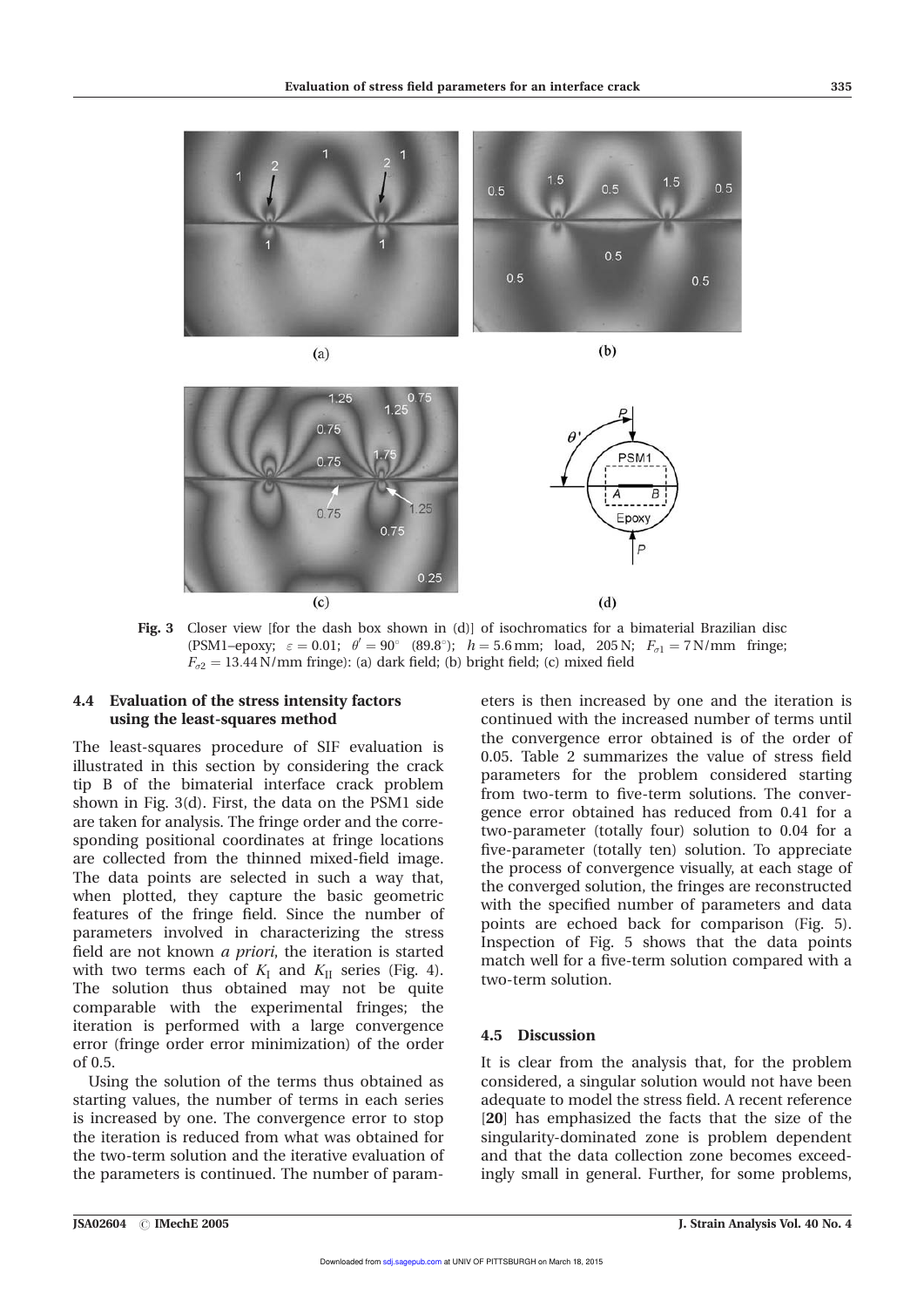Fig. 3 Closer view [for the dash box shown in (d)] of isochromatics for a bimaterial Brazilian disc (PSM1–epoxy; $\varepsilon = 0.01$; $\theta' = 90^\circ$ $(89.8^\circ)$; $h = 5.6\,\text{mm}$; load, 205 N; $F_{\sigma 1} = 7\,\text{N/mm}$ fringe; $F_{\sigma 2} = 13.44\,\text{N/mm}$ fringe): (a) dark field; (b) bright field; (c) mixed field

### 4.4 Evaluation of the stress intensity factors using the least-squares method

The least-squares procedure of SIF evaluation is illustrated in this section by considering the crack tip B of the bimaterial interface crack problem shown in Fig. 3(d). First, the data on the PSM1 side are taken for analysis. The fringe order and the corresponding positional coordinates at fringe locations are collected from the thinned mixed-field image. The data points are selected in such a way that, when plotted, they capture the basic geometric features of the fringe field. Since the number of parameters involved in characterizing the stress field are not known *a priori*, the iteration is started with two terms each of $K_\text{I}$ and $K_\text{II}$ series (Fig. 4). The solution thus obtained may not be quite comparable with the experimental fringes; the iteration is performed with a large convergence error (fringe order error minimization) of the order of 0.5.

Using the solution of the terms thus obtained as starting values, the number of terms in each series is increased by one. The convergence error to stop the iteration is reduced from what was obtained for the two-term solution and the iterative evaluation of the parameters is continued. The number of parameters is then increased by one and the iteration is continued with the increased number of terms until the convergence error obtained is of the order of 0.05. Table 2 summarizes the value of stress field parameters for the problem considered starting from two-term to five-term solutions. The convergence error obtained has reduced from 0.41 for a two-parameter (totally four) solution to 0.04 for a five-parameter (totally ten) solution. To appreciate the process of convergence visually, at each stage of the converged solution, the fringes are reconstructed with the specified number of parameters and data points are echoed back for comparison (Fig. 5). Inspection of Fig. 5 shows that the data points match well for a five-term solution compared with a two-term solution.

### 4.5 Discussion

It is clear from the analysis that, for the problem considered, a singular solution would not have been adequate to model the stress field. A recent reference [**20**] has emphasized the facts that the size of the singularity-dominated zone is problem dependent and that the data collection zone becomes exceedingly small in general. Further, for some problems,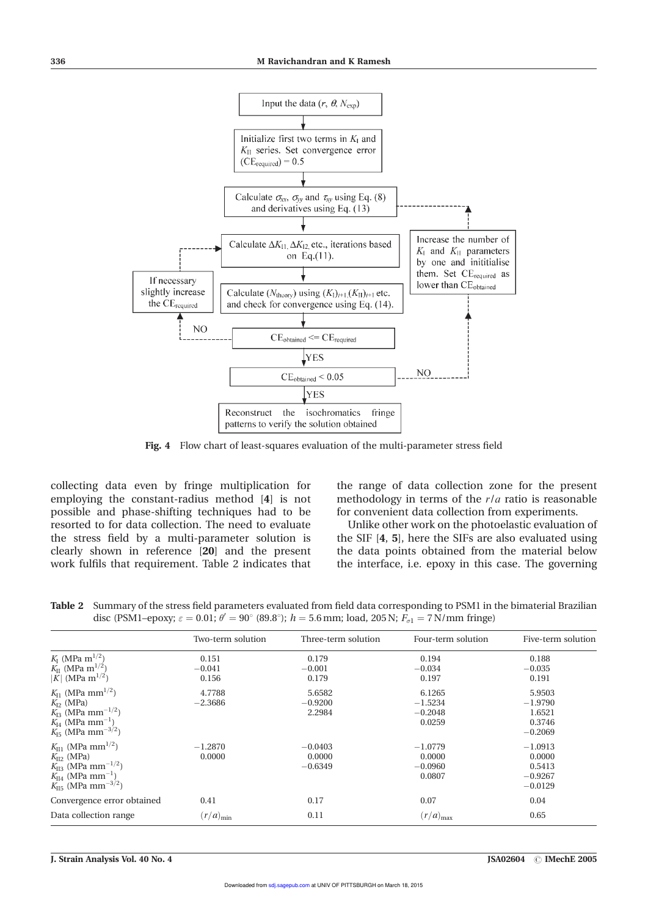Input the data ($r$, $\theta$, $N_{exp}$)

Initialize first two terms in $K_I$ and $K_{II}$ series. Set convergence error ($CE_{required}$) = 0.5

Calculate $\sigma_{xx}$, $\sigma_{yy}$ and $\tau_{xy}$ using Eq. (8) and derivatives using Eq. (13)

Calculate $\Delta K_{I1}$, $\Delta K_{I2}$ etc., iterations based on Eq.(11).

Calculate ($N_{theory}$) using $(K_I)_{i+1}$, $(K_{II})_{i+1}$ etc. and check for convergence using Eq. (14).

$CE_{obtained} <= CE_{required}$ — NO: If necessary slightly increase the $CE_{required}$

YES

$CE_{obtained} < 0.05$ — NO: Increase the number of $K_I$ and $K_{II}$ parameters by one and inititialise them. Set $CE_{required}$ as lower than $CE_{obtained}$

YES

Reconstruct the isochromatics fringe patterns to verify the solution obtained

**Fig. 4** Flow chart of least-squares evaluation of the multi-parameter stress field

collecting data even by fringe multiplication for employing the constant-radius method [4] is not possible and phase-shifting techniques had to be resorted to for data collection. The need to evaluate the stress field by a multi-parameter solution is clearly shown in reference [**20**] and the present work fulfils that requirement. Table 2 indicates that the range of data collection zone for the present methodology in terms of the $r/a$ ratio is reasonable for convenient data collection from experiments.

Unlike other work on the photoelastic evaluation of the SIF [**4**, **5**], here the SIFs are also evaluated using the data points obtained from the material below the interface, i.e. epoxy in this case. The governing

**Table 2** Summary of the stress field parameters evaluated from field data corresponding to PSM1 in the bimaterial Brazilian disc (PSM1–epoxy; $\varepsilon = 0.01$; $\theta' = 90^\circ$ (89.8°); $h = 5.6$ mm; load, 205 N; $F_{\sigma 1} = 7$ N/mm fringe)

| | Two-term solution | Three-term solution | Four-term solution | Five-term solution |
|---|---|---|---|---|
| $K_I$ (MPa m$^{1/2}$) | 0.151 | 0.179 | 0.194 | 0.188 |
| $K_{II}$ (MPa m$^{1/2}$) | −0.041 | −0.001 | −0.034 | −0.035 |
| $\lvert K \rvert$ (MPa m$^{1/2}$) | 0.156 | 0.179 | 0.197 | 0.191 |
| $K_{I1}$ (MPa mm$^{1/2}$) | 4.7788 | 5.6582 | 6.1265 | 5.9503 |
| $K_{I2}$ (MPa) | −2.3686 | −0.9200 | −1.5234 | −1.9790 |
| $K_{I3}$ (MPa mm$^{-1/2}$) | | 2.2984 | −0.2048 | 1.6521 |
| $K_{I4}$ (MPa mm$^{-1}$) | | | 0.0259 | 0.3746 |
| $K_{I5}$ (MPa mm$^{-3/2}$) | | | | −0.2069 |
| $K_{II1}$ (MPa mm$^{1/2}$) | −1.2870 | −0.0403 | −1.0779 | −1.0913 |
| $K_{II2}$ (MPa) | 0.0000 | 0.0000 | 0.0000 | 0.0000 |
| $K_{II3}$ (MPa mm$^{-1/2}$) | | −0.6349 | −0.0960 | 0.5413 |
| $K_{II4}$ (MPa mm$^{-1}$) | | | 0.0807 | −0.9267 |
| $K_{II5}$ (MPa mm$^{-3/2}$) | | | | −0.0129 |
| Convergence error obtained | 0.41 | 0.17 | 0.07 | 0.04 |
| Data collection range | $(r/a)_{min}$ | 0.11 | $(r/a)_{max}$ | 0.65 |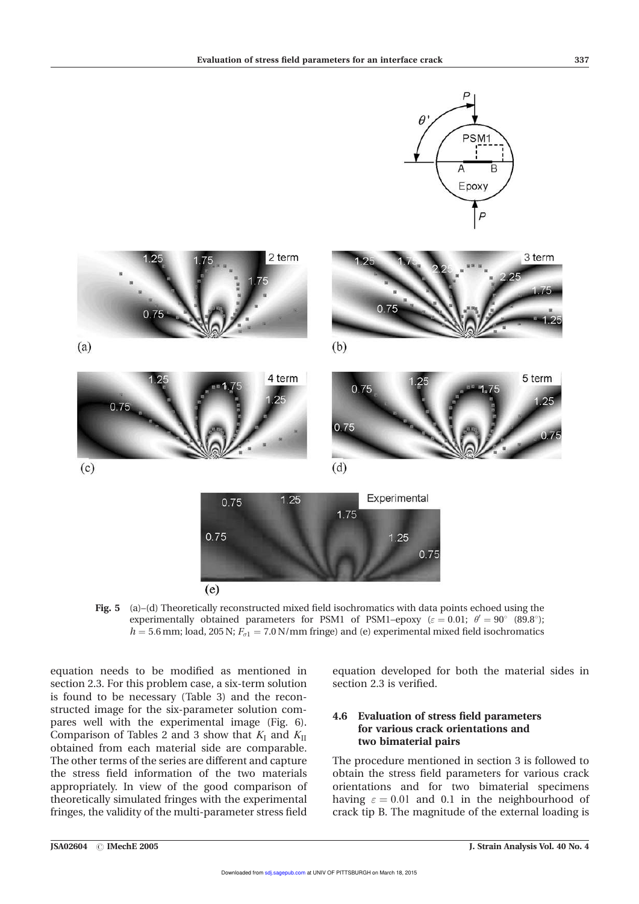Fig. 5 (a)–(d) Theoretically reconstructed mixed field isochromatics with data points echoed using the experimentally obtained parameters for PSM1 of PSM1–epoxy ($\varepsilon = 0.01$; $\theta' = 90^\circ$ (89.8°); $h = 5.6$ mm; load, 205 N; $F_{\sigma 1} = 7.0$ N/mm fringe) and (e) experimental mixed field isochromatics

equation needs to be modified as mentioned in section 2.3. For this problem case, a six-term solution is found to be necessary (Table 3) and the reconstructed image for the six-parameter solution compares well with the experimental image (Fig. 6). Comparison of Tables 2 and 3 show that $K_I$ and $K_{II}$ obtained from each material side are comparable. The other terms of the series are different and capture the stress field information of the two materials appropriately. In view of the good comparison of theoretically simulated fringes with the experimental fringes, the validity of the multi-parameter stress field equation developed for both the material sides in section 2.3 is verified.

### 4.6 Evaluation of stress field parameters for various crack orientations and two bimaterial pairs

The procedure mentioned in section 3 is followed to obtain the stress field parameters for various crack orientations and for two bimaterial specimens having $\varepsilon = 0.01$ and 0.1 in the neighbourhood of crack tip B. The magnitude of the external loading is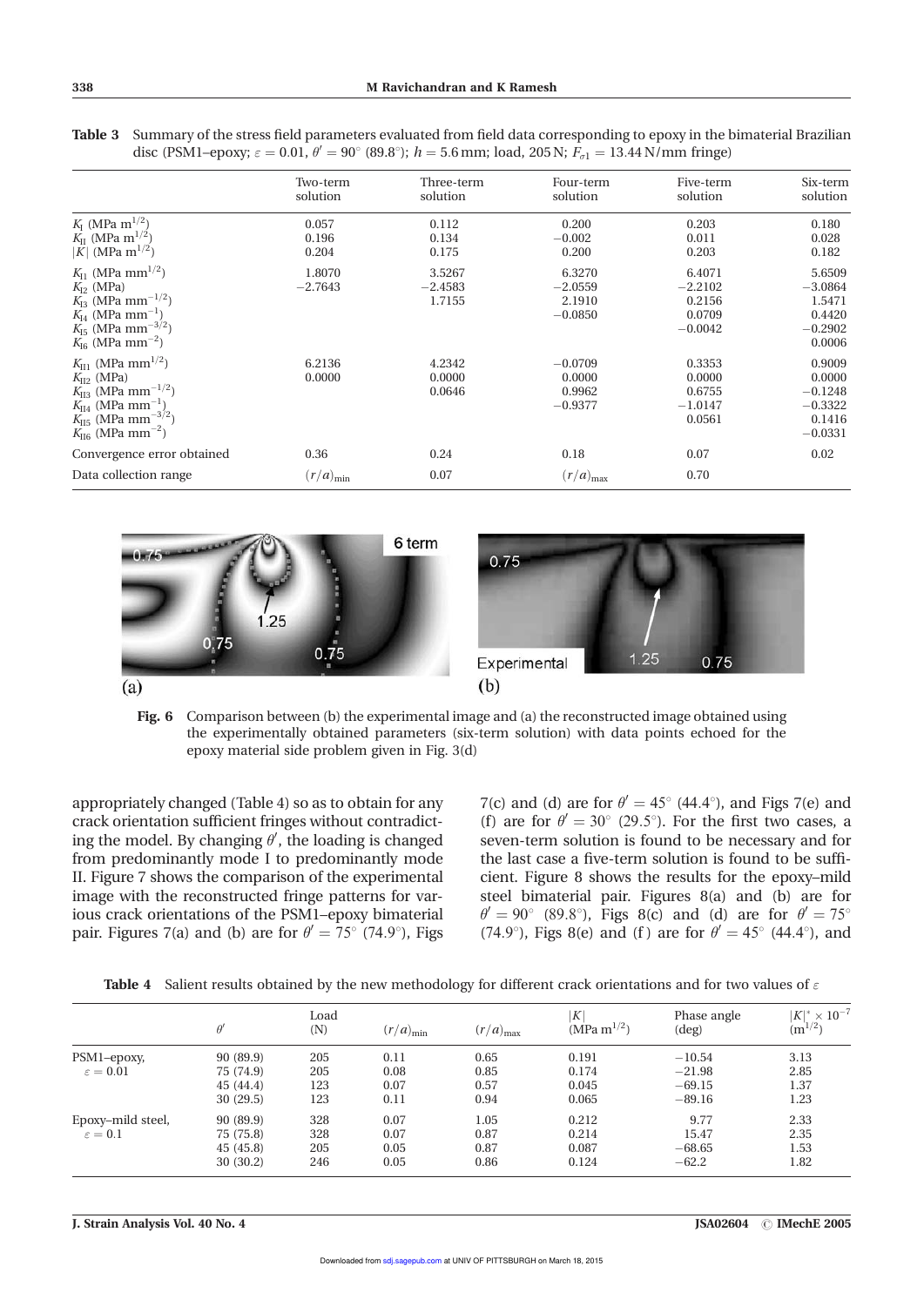**Table 3** Summary of the stress field parameters evaluated from field data corresponding to epoxy in the bimaterial Brazilian disc (PSM1–epoxy; $\varepsilon = 0.01$, $\theta' = 90^\circ$ (89.8°); $h = 5.6$ mm; load, 205 N; $F_{\sigma 1} = 13.44$ N/mm fringe)

| | Two-term solution | Three-term solution | Four-term solution | Five-term solution | Six-term solution |
|---|---|---|---|---|---|
| $K_{\mathrm{I}}$ (MPa m$^{1/2}$) | 0.057 | 0.112 | 0.200 | 0.203 | 0.180 |
| $K_{\mathrm{II}}$ (MPa m$^{1/2}$) | 0.196 | 0.134 | −0.002 | 0.011 | 0.028 |
| $\lvert K \rvert$ (MPa m$^{1/2}$) | 0.204 | 0.175 | 0.200 | 0.203 | 0.182 |
| $K_{\mathrm{I}1}$ (MPa mm$^{1/2}$) | 1.8070 | 3.5267 | 6.3270 | 6.4071 | 5.6509 |
| $K_{\mathrm{I}2}$ (MPa) | −2.7643 | −2.4583 | −2.0559 | −2.2102 | −3.0864 |
| $K_{\mathrm{I}3}$ (MPa mm$^{-1/2}$) | | 1.7155 | 2.1910 | 0.2156 | 1.5471 |
| $K_{\mathrm{I}4}$ (MPa mm$^{-1}$) | | | −0.0850 | 0.0709 | 0.4420 |
| $K_{\mathrm{I}5}$ (MPa mm$^{-3/2}$) | | | | −0.0042 | −0.2902 |
| $K_{\mathrm{I}6}$ (MPa mm$^{-2}$) | | | | | 0.0006 |
| $K_{\mathrm{II}1}$ (MPa mm$^{1/2}$) | 6.2136 | 4.2342 | −0.0709 | 0.3353 | 0.9009 |
| $K_{\mathrm{II}2}$ (MPa) | 0.0000 | 0.0000 | 0.0000 | 0.0000 | 0.0000 |
| $K_{\mathrm{II}3}$ (MPa mm$^{-1/2}$) | | 0.0646 | 0.9962 | 0.6755 | −0.1248 |
| $K_{\mathrm{II}4}$ (MPa mm$^{-1}$) | | | −0.9377 | −1.0147 | −0.3322 |
| $K_{\mathrm{II}5}$ (MPa mm$^{-3/2}$) | | | | 0.0561 | 0.1416 |
| $K_{\mathrm{II}6}$ (MPa mm$^{-2}$) | | | | | −0.0331 |
| Convergence error obtained | 0.36 | 0.24 | 0.18 | 0.07 | 0.02 |
| Data collection range | $(r/a)_{\min}$ | 0.07 | $(r/a)_{\max}$ | 0.70 | |

**Fig. 6** Comparison between (b) the experimental image and (a) the reconstructed image obtained using the experimentally obtained parameters (six-term solution) with data points echoed for the epoxy material side problem given in Fig. 3(d)

appropriately changed (Table 4) so as to obtain for any crack orientation sufficient fringes without contradicting the model. By changing $\theta'$, the loading is changed from predominantly mode I to predominantly mode II. Figure 7 shows the comparison of the experimental image with the reconstructed fringe patterns for various crack orientations of the PSM1–epoxy bimaterial pair. Figures 7(a) and (b) are for $\theta' = 75^\circ$ (74.9°), Figs 7(c) and (d) are for $\theta' = 45^\circ$ (44.4°), and Figs 7(e) and (f) are for $\theta' = 30^\circ$ (29.5°). For the first two cases, a seven-term solution is found to be necessary and for the last case a five-term solution is found to be sufficient. Figure 8 shows the results for the epoxy–mild steel bimaterial pair. Figures 8(a) and (b) are for $\theta' = 90^\circ$ (89.8°), Figs 8(c) and (d) are for $\theta' = 75^\circ$ (74.9°), Figs 8(e) and (f) are for $\theta' = 45^\circ$ (44.4°), and

**Table 4** Salient results obtained by the new methodology for different crack orientations and for two values of $\varepsilon$

| | $\theta'$ | Load (N) | $(r/a)_{\min}$ | $(r/a)_{\max}$ | $\lvert K \rvert$ (MPa m$^{1/2}$) | Phase angle (deg) | $\lvert K \rvert^* \times 10^{-7}$ (m$^{1/2}$) |
|---|---|---|---|---|---|---|---|
| PSM1–epoxy, $\varepsilon = 0.01$ | 90 (89.9) | 205 | 0.11 | 0.65 | 0.191 | −10.54 | 3.13 |
| | 75 (74.9) | 205 | 0.08 | 0.85 | 0.174 | −21.98 | 2.85 |
| | 45 (44.4) | 123 | 0.07 | 0.57 | 0.045 | −69.15 | 1.37 |
| | 30 (29.5) | 123 | 0.11 | 0.94 | 0.065 | −89.16 | 1.23 |
| Epoxy–mild steel, $\varepsilon = 0.1$ | 90 (89.9) | 328 | 0.07 | 1.05 | 0.212 | 9.77 | 2.33 |
| | 75 (75.8) | 328 | 0.07 | 0.87 | 0.214 | 15.47 | 2.35 |
| | 45 (45.8) | 205 | 0.05 | 0.87 | 0.087 | −68.65 | 1.53 |
| | 30 (30.2) | 246 | 0.05 | 0.86 | 0.124 | −62.2 | 1.82 |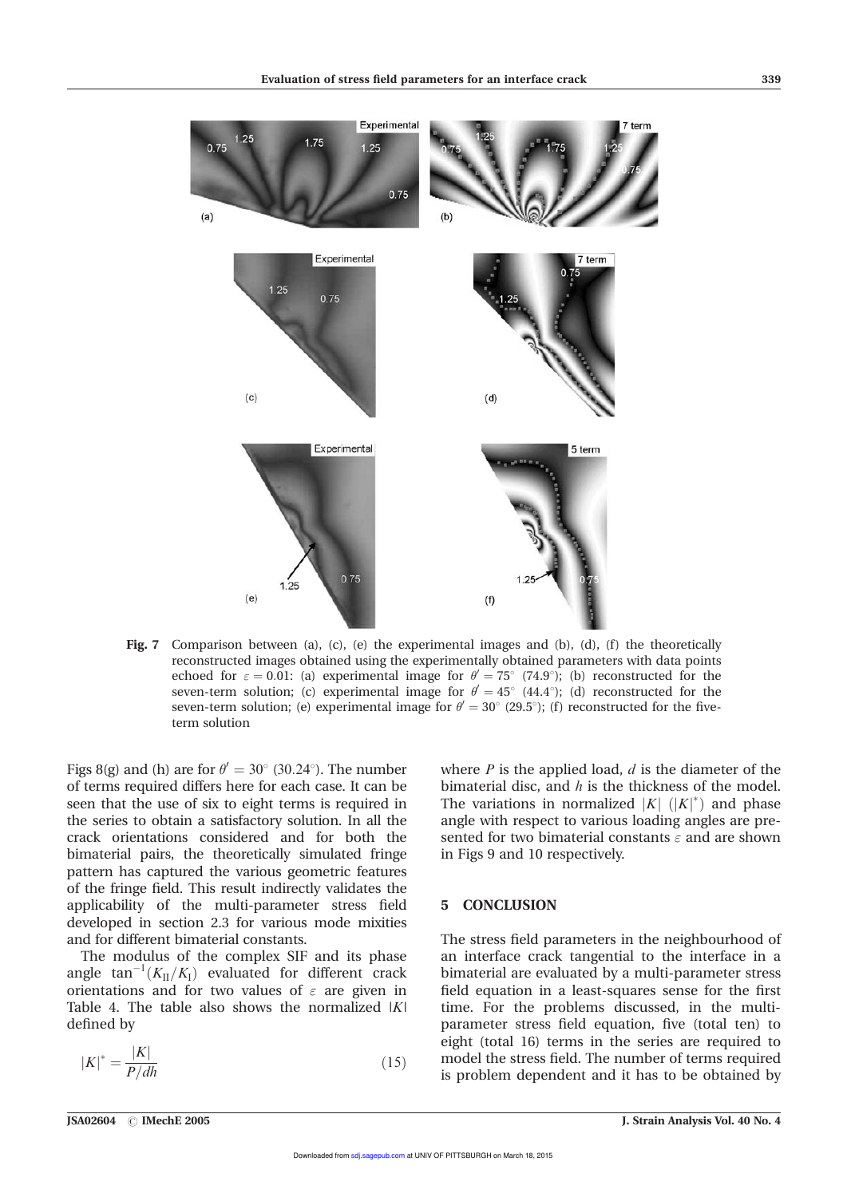Fig. 7 Comparison between (a), (c), (e) the experimental images and (b), (d), (f) the theoretically reconstructed images obtained using the experimentally obtained parameters with data points echoed for $\varepsilon = 0.01$: (a) experimental image for $\theta' = 75^{\circ}$ (74.9°); (b) reconstructed for the seven-term solution; (c) experimental image for $\theta' = 45^{\circ}$ (44.4°); (d) reconstructed for the seven-term solution; (e) experimental image for $\theta' = 30^{\circ}$ (29.5°); (f) reconstructed for the five-term solution

Figs 8(g) and (h) are for $\theta' = 30^{\circ}$ (30.24°). The number of terms required differs here for each case. It can be seen that the use of six to eight terms is required in the series to obtain a satisfactory solution. In all the crack orientations considered and for both the bimaterial pairs, the theoretically simulated fringe pattern has captured the various geometric features of the fringe field. This result indirectly validates the applicability of the multi-parameter stress field developed in section 2.3 for various mode mixities and for different bimaterial constants.

The modulus of the complex SIF and its phase angle $\tan^{-1}(K_{\mathrm{II}}/K_{\mathrm{I}})$ evaluated for different crack orientations and for two values of $\varepsilon$ are given in Table 4. The table also shows the normalized $|K|$ defined by

$$|K|^{*} = \frac{|K|}{P/dh} \tag{15}$$

where $P$ is the applied load, $d$ is the diameter of the bimaterial disc, and $h$ is the thickness of the model. The variations in normalized $|K|$ ($|K|^{*}$) and phase angle with respect to various loading angles are presented for two bimaterial constants $\varepsilon$ and are shown in Figs 9 and 10 respectively.

## 5 CONCLUSION

The stress field parameters in the neighbourhood of an interface crack tangential to the interface in a bimaterial are evaluated by a multi-parameter stress field equation in a least-squares sense for the first time. For the problems discussed, in the multi-parameter stress field equation, five (total ten) to eight (total 16) terms in the series are required to model the stress field. The number of terms required is problem dependent and it has to be obtained by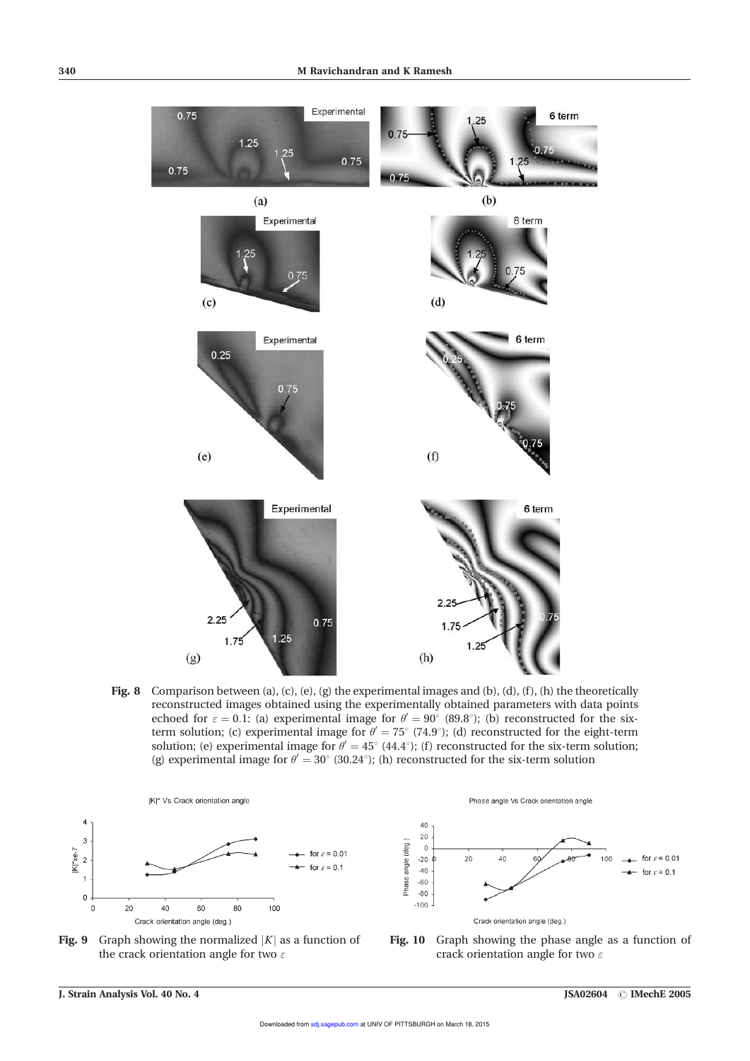**Fig. 8** Comparison between (a), (c), (e), (g) the experimental images and (b), (d), (f), (h) the theoretically reconstructed images obtained using the experimentally obtained parameters with data points echoed for $\varepsilon = 0.1$: (a) experimental image for $\theta' = 90^\circ$ ($89.8^\circ$); (b) reconstructed for the six-term solution; (c) experimental image for $\theta' = 75^\circ$ ($74.9^\circ$); (d) reconstructed for the eight-term solution; (e) experimental image for $\theta' = 45^\circ$ ($44.4^\circ$); (f) reconstructed for the six-term solution; (g) experimental image for $\theta' = 30^\circ$ ($30.24^\circ$); (h) reconstructed for the six-term solution

**Fig. 9** Graph showing the normalized $|K|$ as a function of the crack orientation angle for two $\varepsilon$

**Fig. 10** Graph showing the phase angle as a function of crack orientation angle for two $\varepsilon$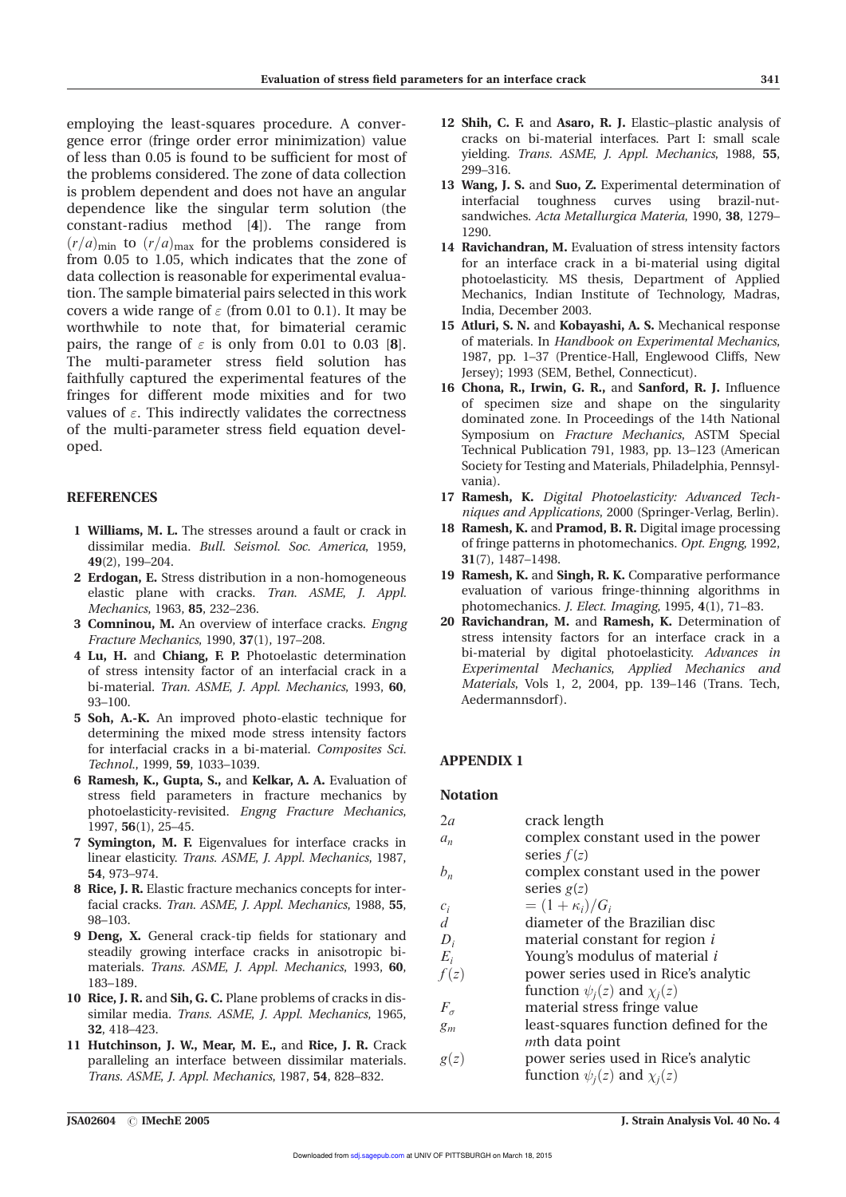employing the least-squares procedure. A convergence error (fringe order error minimization) value of less than 0.05 is found to be sufficient for most of the problems considered. The zone of data collection is problem dependent and does not have an angular dependence like the singular term solution (the constant-radius method [**4**]). The range from $(r/a)_{\min}$ to $(r/a)_{\max}$ for the problems considered is from 0.05 to 1.05, which indicates that the zone of data collection is reasonable for experimental evaluation. The sample bimaterial pairs selected in this work covers a wide range of $\varepsilon$ (from 0.01 to 0.1). It may be worthwhile to note that, for bimaterial ceramic pairs, the range of $\varepsilon$ is only from 0.01 to 0.03 [**8**]. The multi-parameter stress field solution has faithfully captured the experimental features of the fringes for different mode mixities and for two values of $\varepsilon$. This indirectly validates the correctness of the multi-parameter stress field equation developed.

## REFERENCES

1 **Williams, M. L.** The stresses around a fault or crack in dissimilar media. *Bull. Seismol. Soc. America*, 1959, **49**(2), 199–204.

2 **Erdogan, E.** Stress distribution in a non-homogeneous elastic plane with cracks. *Tran. ASME, J. Appl. Mechanics*, 1963, **85**, 232–236.

3 **Comninou, M.** An overview of interface cracks. *Engng Fracture Mechanics*, 1990, **37**(1), 197–208.

4 **Lu, H.** and **Chiang, F. P.** Photoelastic determination of stress intensity factor of an interfacial crack in a bi-material. *Tran. ASME, J. Appl. Mechanics*, 1993, **60**, 93–100.

5 **Soh, A.-K.** An improved photo-elastic technique for determining the mixed mode stress intensity factors for interfacial cracks in a bi-material. *Composites Sci. Technol.*, 1999, **59**, 1033–1039.

6 **Ramesh, K., Gupta, S.,** and **Kelkar, A. A.** Evaluation of stress field parameters in fracture mechanics by photoelasticity-revisited. *Engng Fracture Mechanics*, 1997, **56**(1), 25–45.

7 **Symington, M. F.** Eigenvalues for interface cracks in linear elasticity. *Trans. ASME, J. Appl. Mechanics*, 1987, **54**, 973–974.

8 **Rice, J. R.** Elastic fracture mechanics concepts for interfacial cracks. *Tran. ASME, J. Appl. Mechanics*, 1988, **55**, 98–103.

9 **Deng, X.** General crack-tip fields for stationary and steadily growing interface cracks in anisotropic bi-materials. *Trans. ASME, J. Appl. Mechanics*, 1993, **60**, 183–189.

10 **Rice, J. R.** and **Sih, G. C.** Plane problems of cracks in dissimilar media. *Trans. ASME, J. Appl. Mechanics*, 1965, **32**, 418–423.

11 **Hutchinson, J. W., Mear, M. E.,** and **Rice, J. R.** Crack paralleling an interface between dissimilar materials. *Trans. ASME, J. Appl. Mechanics*, 1987, **54**, 828–832.

12 **Shih, C. F.** and **Asaro, R. J.** Elastic–plastic analysis of cracks on bi-material interfaces. Part I: small scale yielding. *Trans. ASME, J. Appl. Mechanics*, 1988, **55**, 299–316.

13 **Wang, J. S.** and **Suo, Z.** Experimental determination of interfacial toughness curves using brazil-nut-sandwiches. *Acta Metallurgica Materia*, 1990, **38**, 1279–1290.

14 **Ravichandran, M.** Evaluation of stress intensity factors for an interface crack in a bi-material using digital photoelasticity. MS thesis, Department of Applied Mechanics, Indian Institute of Technology, Madras, India, December 2003.

15 **Atluri, S. N.** and **Kobayashi, A. S.** Mechanical response of materials. In *Handbook on Experimental Mechanics*, 1987, pp. 1–37 (Prentice-Hall, Englewood Cliffs, New Jersey); 1993 (SEM, Bethel, Connecticut).

16 **Chona, R., Irwin, G. R.,** and **Sanford, R. J.** Influence of specimen size and shape on the singularity dominated zone. In Proceedings of the 14th National Symposium on *Fracture Mechanics*, ASTM Special Technical Publication 791, 1983, pp. 13–123 (American Society for Testing and Materials, Philadelphia, Pennsylvania).

17 **Ramesh, K.** *Digital Photoelasticity: Advanced Techniques and Applications*, 2000 (Springer-Verlag, Berlin).

18 **Ramesh, K.** and **Pramod, B. R.** Digital image processing of fringe patterns in photomechanics. *Opt. Engng*, 1992, **31**(7), 1487–1498.

19 **Ramesh, K.** and **Singh, R. K.** Comparative performance evaluation of various fringe-thinning algorithms in photomechanics. *J. Elect. Imaging*, 1995, **4**(1), 71–83.

20 **Ravichandran, M.** and **Ramesh, K.** Determination of stress intensity factors for an interface crack in a bi-material by digital photoelasticity. *Advances in Experimental Mechanics, Applied Mechanics and Materials*, Vols 1, 2, 2004, pp. 139–146 (Trans. Tech, Aedermannsdorf).

## APPENDIX 1

### Notation

| | |
|---|---|
| $2a$ | crack length |
| $a_n$ | complex constant used in the power series $f(z)$ |
| $b_n$ | complex constant used in the power series $g(z)$ |
| $c_i$ | $= (1+\kappa_i)/G_i$ |
| $d$ | diameter of the Brazilian disc |
| $D_i$ | material constant for region $i$ |
| $E_i$ | Young's modulus of material $i$ |
| $f(z)$ | power series used in Rice's analytic function $\psi_j(z)$ and $\chi_j(z)$ |
| $F_\sigma$ | material stress fringe value |
| $g_m$ | least-squares function defined for the $m$th data point |
| $g(z)$ | power series used in Rice's analytic function $\psi_j(z)$ and $\chi_j(z)$ |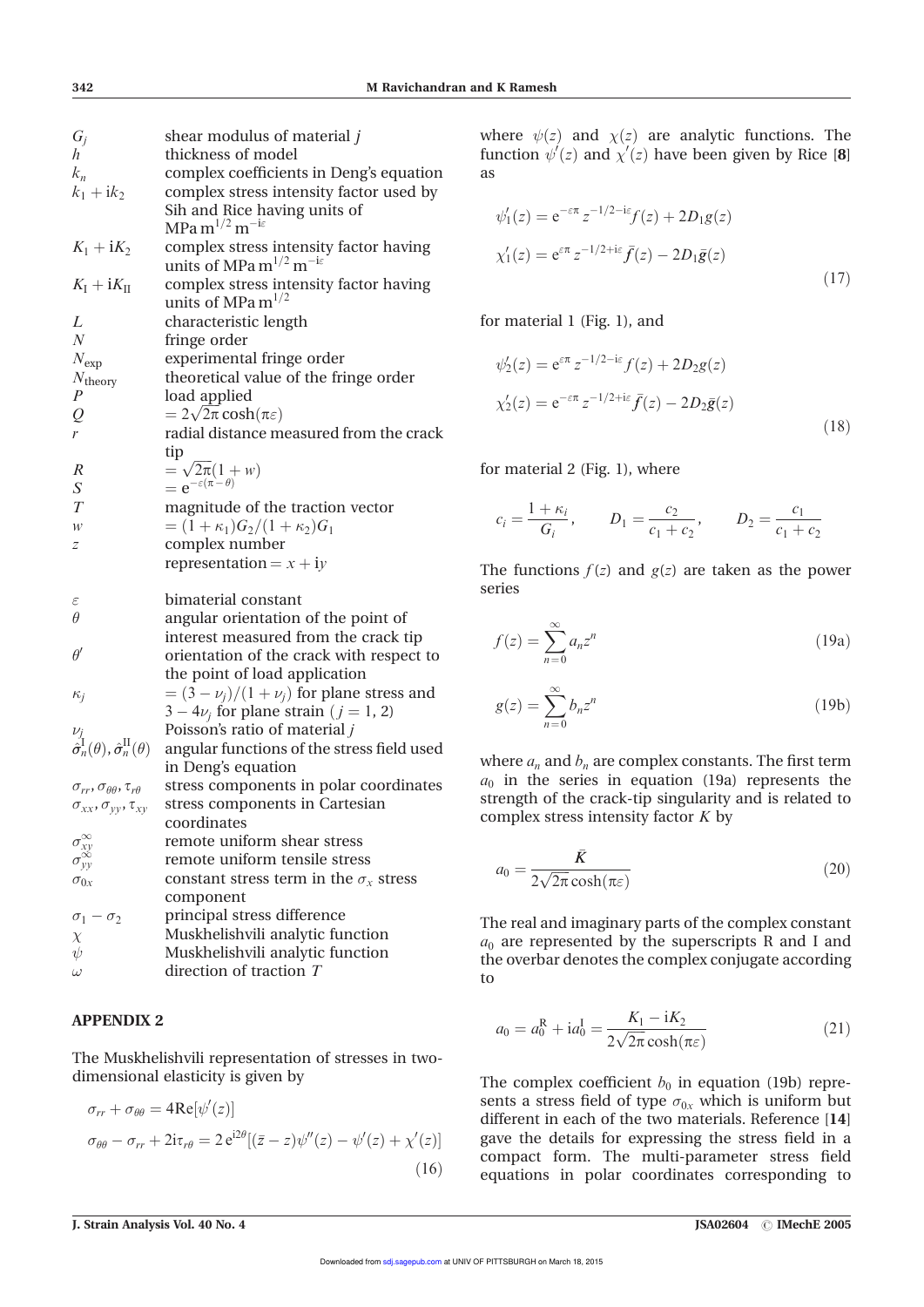| | |
|---|---|
| $G_j$ | shear modulus of material $j$ |
| $h$ | thickness of model |
| $k_n$ | complex coefficients in Deng's equation |
| $k_1 + ik_2$ | complex stress intensity factor used by Sih and Rice having units of $\text{MPa m}^{1/2}\,\text{m}^{-i\varepsilon}$ |
| $K_1 + iK_2$ | complex stress intensity factor having units of $\text{MPa m}^{1/2}\,\text{m}^{-i\varepsilon}$ |
| $K_\text{I} + iK_\text{II}$ | complex stress intensity factor having units of $\text{MPa m}^{1/2}$ |
| $L$ | characteristic length |
| $N$ | fringe order |
| $N_\text{exp}$ | experimental fringe order |
| $N_\text{theory}$ | theoretical value of the fringe order |
| $P$ | load applied |
| $Q$ | $= 2\sqrt{2\pi}\cosh(\pi\varepsilon)$ |
| $r$ | radial distance measured from the crack tip |
| $R$ | $= \sqrt{2\pi}(1 + w)$ |
| $S$ | $= e^{-\varepsilon(\pi-\theta)}$ |
| $T$ | magnitude of the traction vector |
| $w$ | $= (1 + \kappa_1)G_2/(1 + \kappa_2)G_1$ |
| $z$ | complex number representation $= x + iy$ |
| $\varepsilon$ | bimaterial constant |
| $\theta$ | angular orientation of the point of interest measured from the crack tip |
| $\theta'$ | orientation of the crack with respect to the point of load application |
| $\kappa_j$ | $= (3 - \nu_j)/(1 + \nu_j)$ for plane stress and $3 - 4\nu_j$ for plane strain ($j = 1, 2$) |
| $\nu_j$ | Poisson's ratio of material $j$ |
| $\hat{\sigma}_n^\text{I}(\theta), \hat{\sigma}_n^\text{II}(\theta)$ | angular functions of the stress field used in Deng's equation |
| $\sigma_{rr}, \sigma_{\theta\theta}, \tau_{r\theta}$ | stress components in polar coordinates |
| $\sigma_{xx}, \sigma_{yy}, \tau_{xy}$ | stress components in Cartesian coordinates |
| $\sigma_{xy}^\infty$ | remote uniform shear stress |
| $\sigma_{yy}^\infty$ | remote uniform tensile stress |
| $\sigma_{0x}$ | constant stress term in the $\sigma_x$ stress component |
| $\sigma_1 - \sigma_2$ | principal stress difference |
| $\chi$ | Muskhelishvili analytic function |
| $\psi$ | Muskhelishvili analytic function |
| $\omega$ | direction of traction $T$ |

## APPENDIX 2

The Muskhelishvili representation of stresses in two-dimensional elasticity is given by

$$\sigma_{rr} + \sigma_{\theta\theta} = 4\text{Re}[\psi'(z)]$$
$$\sigma_{\theta\theta} - \sigma_{rr} + 2i\tau_{r\theta} = 2\,e^{i2\theta}[(\bar{z} - z)\psi''(z) - \psi'(z) + \chi'(z)] \tag{16}$$

where $\psi(z)$ and $\chi(z)$ are analytic functions. The function $\psi'(z)$ and $\chi'(z)$ have been given by Rice [8] as

$$\psi_1'(z) = e^{-\varepsilon\pi}\, z^{-1/2-i\varepsilon} f(z) + 2D_1 g(z)$$
$$\chi_1'(z) = e^{\varepsilon\pi}\, z^{-1/2+i\varepsilon} \bar{f}(z) - 2D_1 \bar{g}(z) \tag{17}$$

for material 1 (Fig. 1), and

$$\psi_2'(z) = e^{\varepsilon\pi}\, z^{-1/2-i\varepsilon} f(z) + 2D_2 g(z)$$
$$\chi_2'(z) = e^{-\varepsilon\pi}\, z^{-1/2+i\varepsilon} \bar{f}(z) - 2D_2 \bar{g}(z) \tag{18}$$

for material 2 (Fig. 1), where

$$c_i = \frac{1 + \kappa_i}{G_i}, \qquad D_1 = \frac{c_2}{c_1 + c_2}, \qquad D_2 = \frac{c_1}{c_1 + c_2}$$

The functions $f(z)$ and $g(z)$ are taken as the power series

$$f(z) = \sum_{n=0}^{\infty} a_n z^n \tag{19a}$$

$$g(z) = \sum_{n=0}^{\infty} b_n z^n \tag{19b}$$

where $a_n$ and $b_n$ are complex constants. The first term $a_0$ in the series in equation (19a) represents the strength of the crack-tip singularity and is related to complex stress intensity factor $K$ by

$$a_0 = \frac{\bar{K}}{2\sqrt{2\pi}\cosh(\pi\varepsilon)} \tag{20}$$

The real and imaginary parts of the complex constant $a_0$ are represented by the superscripts R and I and the overbar denotes the complex conjugate according to

$$a_0 = a_0^\text{R} + i a_0^\text{I} = \frac{K_1 - iK_2}{2\sqrt{2\pi}\cosh(\pi\varepsilon)} \tag{21}$$

The complex coefficient $b_0$ in equation (19b) represents a stress field of type $\sigma_{0x}$ which is uniform but different in each of the two materials. Reference [14] gave the details for expressing the stress field in a compact form. The multi-parameter stress field equations in polar coordinates corresponding to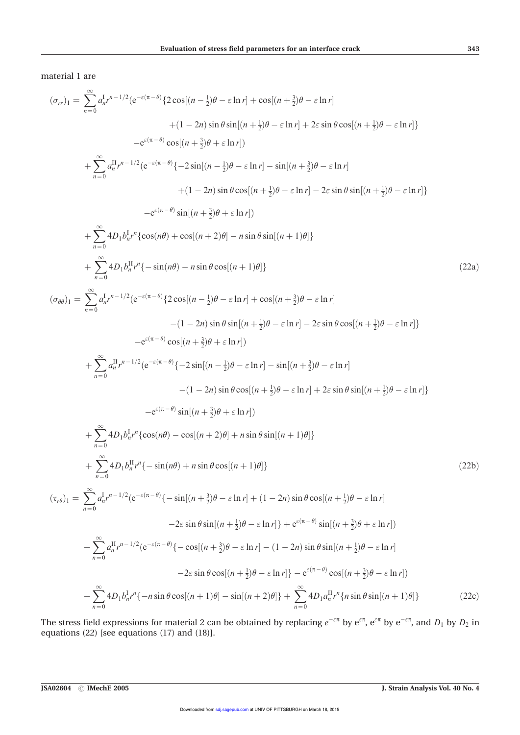material 1 are

$$
\begin{aligned}
(\sigma_{rr})_1 = \sum_{n=0}^{\infty} a_n^{\mathrm{I}} r^{n-1/2} \big( & \mathrm{e}^{-\varepsilon(\pi-\theta)} \{2\cos[(n-\tfrac{1}{2})\theta - \varepsilon \ln r] + \cos[(n+\tfrac{3}{2})\theta - \varepsilon \ln r] \\
& + (1-2n)\sin\theta \sin[(n+\tfrac{1}{2})\theta - \varepsilon \ln r] + 2\varepsilon \sin\theta \cos[(n+\tfrac{1}{2})\theta - \varepsilon \ln r]\} \\
& - \mathrm{e}^{\varepsilon(\pi-\theta)} \cos[(n+\tfrac{3}{2})\theta + \varepsilon \ln r] \big) \\
+ \sum_{n=0}^{\infty} a_n^{\mathrm{II}} r^{n-1/2} \big( & \mathrm{e}^{-\varepsilon(\pi-\theta)} \{-2\sin[(n-\tfrac{1}{2})\theta - \varepsilon \ln r] - \sin[(n+\tfrac{3}{2})\theta - \varepsilon \ln r] \\
& + (1-2n)\sin\theta \cos[(n+\tfrac{1}{2})\theta - \varepsilon \ln r] - 2\varepsilon \sin\theta \sin[(n+\tfrac{1}{2})\theta - \varepsilon \ln r]\} \\
& - \mathrm{e}^{\varepsilon(\pi-\theta)} \sin[(n+\tfrac{3}{2})\theta + \varepsilon \ln r] \big) \\
+ \sum_{n=0}^{\infty} 4D_1 b_n^{\mathrm{I}} r^n & \{\cos(n\theta) + \cos[(n+2)\theta] - n \sin\theta \sin[(n+1)\theta]\} \\
+ \sum_{n=0}^{\infty} 4D_1 b_n^{\mathrm{II}} r^n & \{-\sin(n\theta) - n \sin\theta \cos[(n+1)\theta]\}
\end{aligned}
\tag{22a}
$$

$$
\begin{aligned}
(\sigma_{\theta\theta})_1 = \sum_{n=0}^{\infty} a_n^{\mathrm{I}} r^{n-1/2} \big( & \mathrm{e}^{-\varepsilon(\pi-\theta)} \{2\cos[(n-\tfrac{1}{2})\theta - \varepsilon \ln r] + \cos[(n+\tfrac{3}{2})\theta - \varepsilon \ln r] \\
& - (1-2n)\sin\theta \sin[(n+\tfrac{1}{2})\theta - \varepsilon \ln r] - 2\varepsilon \sin\theta \cos[(n+\tfrac{1}{2})\theta - \varepsilon \ln r]\} \\
& - \mathrm{e}^{\varepsilon(\pi-\theta)} \cos[(n+\tfrac{3}{2})\theta + \varepsilon \ln r] \big) \\
+ \sum_{n=0}^{\infty} a_n^{\mathrm{II}} r^{n-1/2} \big( & \mathrm{e}^{-\varepsilon(\pi-\theta)} \{-2\sin[(n-\tfrac{1}{2})\theta - \varepsilon \ln r] - \sin[(n+\tfrac{3}{2})\theta - \varepsilon \ln r] \\
& - (1-2n)\sin\theta \cos[(n+\tfrac{1}{2})\theta - \varepsilon \ln r] + 2\varepsilon \sin\theta \sin[(n+\tfrac{1}{2})\theta - \varepsilon \ln r]\} \\
& - \mathrm{e}^{\varepsilon(\pi-\theta)} \sin[(n+\tfrac{3}{2})\theta + \varepsilon \ln r] \big) \\
+ \sum_{n=0}^{\infty} 4D_1 b_n^{\mathrm{I}} r^n & \{\cos(n\theta) - \cos[(n+2)\theta] + n \sin\theta \sin[(n+1)\theta]\} \\
+ \sum_{n=0}^{\infty} 4D_1 b_n^{\mathrm{II}} r^n & \{-\sin(n\theta) + n \sin\theta \cos[(n+1)\theta]\}
\end{aligned}
\tag{22b}
$$

$$
\begin{aligned}
(\tau_{r\theta})_1 = \sum_{n=0}^{\infty} a_n^{\mathrm{I}} r^{n-1/2} \big( & \mathrm{e}^{-\varepsilon(\pi-\theta)} \{-\sin[(n+\tfrac{3}{2})\theta - \varepsilon \ln r] + (1-2n)\sin\theta \cos[(n+\tfrac{1}{2})\theta - \varepsilon \ln r] \\
& - 2\varepsilon \sin\theta \sin[(n+\tfrac{1}{2})\theta - \varepsilon \ln r]\} + \mathrm{e}^{\varepsilon(\pi-\theta)} \sin[(n+\tfrac{3}{2})\theta + \varepsilon \ln r] \big) \\
+ \sum_{n=0}^{\infty} a_n^{\mathrm{II}} r^{n-1/2} \big( & \mathrm{e}^{-\varepsilon(\pi-\theta)} \{-\cos[(n+\tfrac{3}{2})\theta - \varepsilon \ln r] - (1-2n)\sin\theta \sin[(n+\tfrac{1}{2})\theta - \varepsilon \ln r] \\
& - 2\varepsilon \sin\theta \cos[(n+\tfrac{1}{2})\theta - \varepsilon \ln r]\} - \mathrm{e}^{\varepsilon(\pi-\theta)} \cos[(n+\tfrac{3}{2})\theta - \varepsilon \ln r] \big) \\
+ \sum_{n=0}^{\infty} 4D_1 b_n^{\mathrm{I}} r^n & \{-n \sin\theta \cos[(n+1)\theta] - \sin[(n+2)\theta]\} + \sum_{n=0}^{\infty} 4D_1 a_n^{\mathrm{II}} r^n \{n \sin\theta \sin[(n+1)\theta]\}
\end{aligned}
\tag{22c}
$$

The stress field expressions for material 2 can be obtained by replacing $e^{-\varepsilon\pi}$ by $\mathrm{e}^{\varepsilon\pi}$, $\mathrm{e}^{\varepsilon\pi}$ by $\mathrm{e}^{-\varepsilon\pi}$, and $D_1$ by $D_2$ in equations (22) [see equations (17) and (18)].